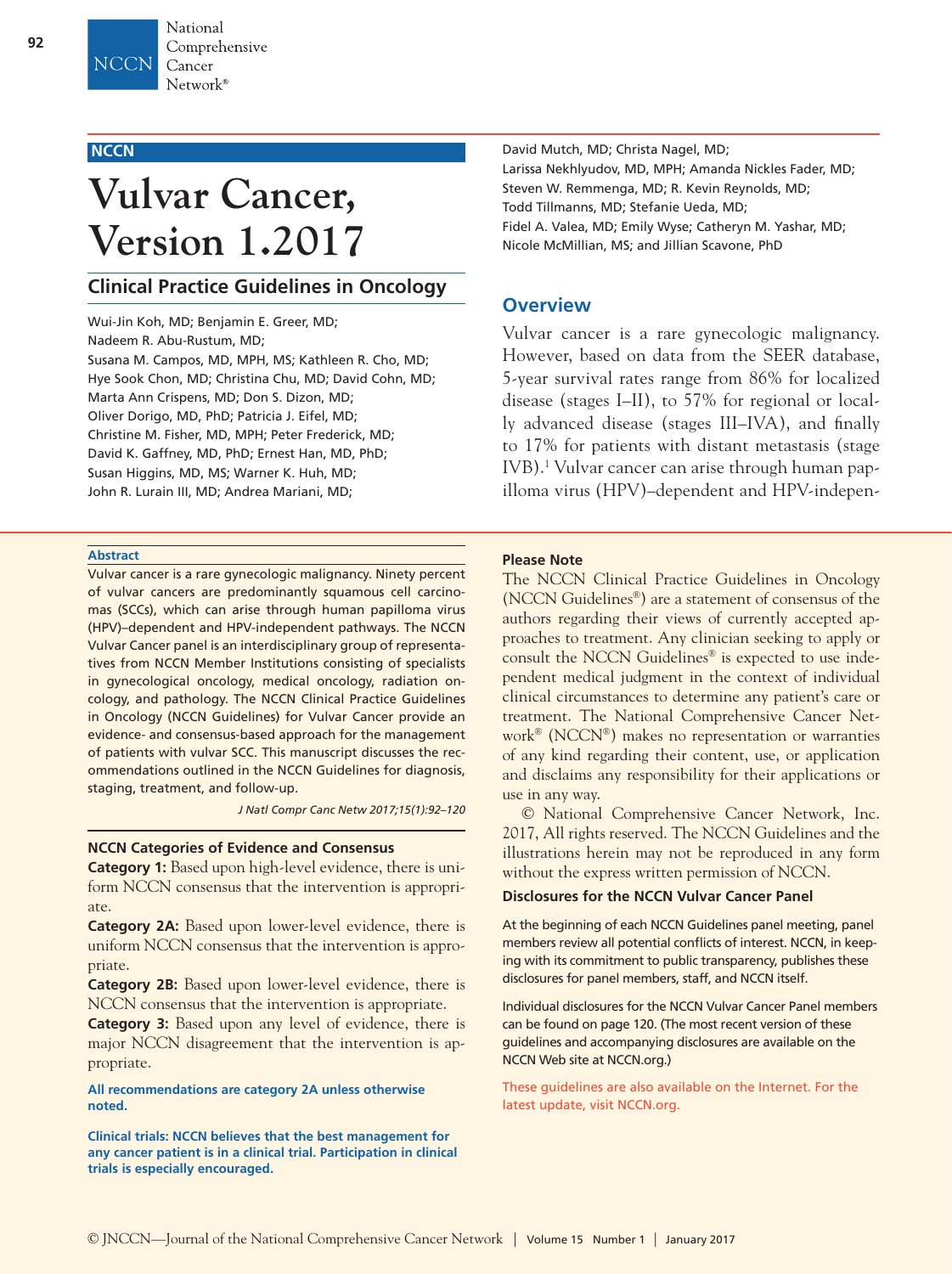NCCN

# Vulvar Cancer, Version 1.2017

## Clinical Practice Guidelines in Oncology

Wui-Jin Koh, MD; Benjamin E. Greer, MD; Nadeem R. Abu-Rustum, MD; Susana M. Campos, MD, MPH, MS; Kathleen R. Cho, MD; Hye Sook Chon, MD; Christina Chu, MD; David Cohn, MD; Marta Ann Crispens, MD; Don S. Dizon, MD; Oliver Dorigo, MD, PhD; Patricia J. Eifel, MD; Christine M. Fisher, MD, MPH; Peter Frederick, MD; David K. Gaffney, MD, PhD; Ernest Han, MD, PhD; Susan Higgins, MD, MS; Warner K. Huh, MD; John R. Lurain III, MD; Andrea Mariani, MD; David Mutch, MD; Christa Nagel, MD; Larissa Nekhlyudov, MD, MPH; Amanda Nickles Fader, MD; Steven W. Remmenga, MD; R. Kevin Reynolds, MD; Todd Tillmanns, MD; Stefanie Ueda, MD; Fidel A. Valea, MD; Emily Wyse; Catheryn M. Yashar, MD; Nicole McMillian, MS; and Jillian Scavone, PhD

### Abstract

Vulvar cancer is a rare gynecologic malignancy. Ninety percent of vulvar cancers are predominantly squamous cell carcinomas (SCCs), which can arise through human papilloma virus (HPV)–dependent and HPV-independent pathways. The NCCN Vulvar Cancer panel is an interdisciplinary group of representatives from NCCN Member Institutions consisting of specialists in gynecological oncology, medical oncology, radiation oncology, and pathology. The NCCN Clinical Practice Guidelines in Oncology (NCCN Guidelines) for Vulvar Cancer provide an evidence- and consensus-based approach for the management of patients with vulvar SCC. This manuscript discusses the recommendations outlined in the NCCN Guidelines for diagnosis, staging, treatment, and follow-up.

*J Natl Compr Canc Netw 2017;15(1):92–120*

### NCCN Categories of Evidence and Consensus

**Category 1:** Based upon high-level evidence, there is uniform NCCN consensus that the intervention is appropriate.

**Category 2A:** Based upon lower-level evidence, there is uniform NCCN consensus that the intervention is appropriate.

**Category 2B:** Based upon lower-level evidence, there is NCCN consensus that the intervention is appropriate.

**Category 3:** Based upon any level of evidence, there is major NCCN disagreement that the intervention is appropriate.

**All recommendations are category 2A unless otherwise noted.**

**Clinical trials: NCCN believes that the best management for any cancer patient is in a clinical trial. Participation in clinical trials is especially encouraged.**

### Please Note

The NCCN Clinical Practice Guidelines in Oncology (NCCN Guidelines®) are a statement of consensus of the authors regarding their views of currently accepted approaches to treatment. Any clinician seeking to apply or consult the NCCN Guidelines® is expected to use independent medical judgment in the context of individual clinical circumstances to determine any patient's care or treatment. The National Comprehensive Cancer Network® (NCCN®) makes no representation or warranties of any kind regarding their content, use, or application and disclaims any responsibility for their applications or use in any way.

© National Comprehensive Cancer Network, Inc. 2017, All rights reserved. The NCCN Guidelines and the illustrations herein may not be reproduced in any form without the express written permission of NCCN.

### Disclosures for the NCCN Vulvar Cancer Panel

At the beginning of each NCCN Guidelines panel meeting, panel members review all potential conflicts of interest. NCCN, in keeping with its commitment to public transparency, publishes these disclosures for panel members, staff, and NCCN itself.

Individual disclosures for the NCCN Vulvar Cancer Panel members can be found on page 120. (The most recent version of these guidelines and accompanying disclosures are available on the NCCN Web site at NCCN.org.)

These guidelines are also available on the Internet. For the latest update, visit NCCN.org.

## Overview

Vulvar cancer is a rare gynecologic malignancy. However, based on data from the SEER database, 5-year survival rates range from 86% for localized disease (stages I–II), to 57% for regional or locally advanced disease (stages III–IVA), and finally to 17% for patients with distant metastasis (stage IVB).[1] Vulvar cancer can arise through human papilloma virus (HPV)–dependent and HPV-indepen-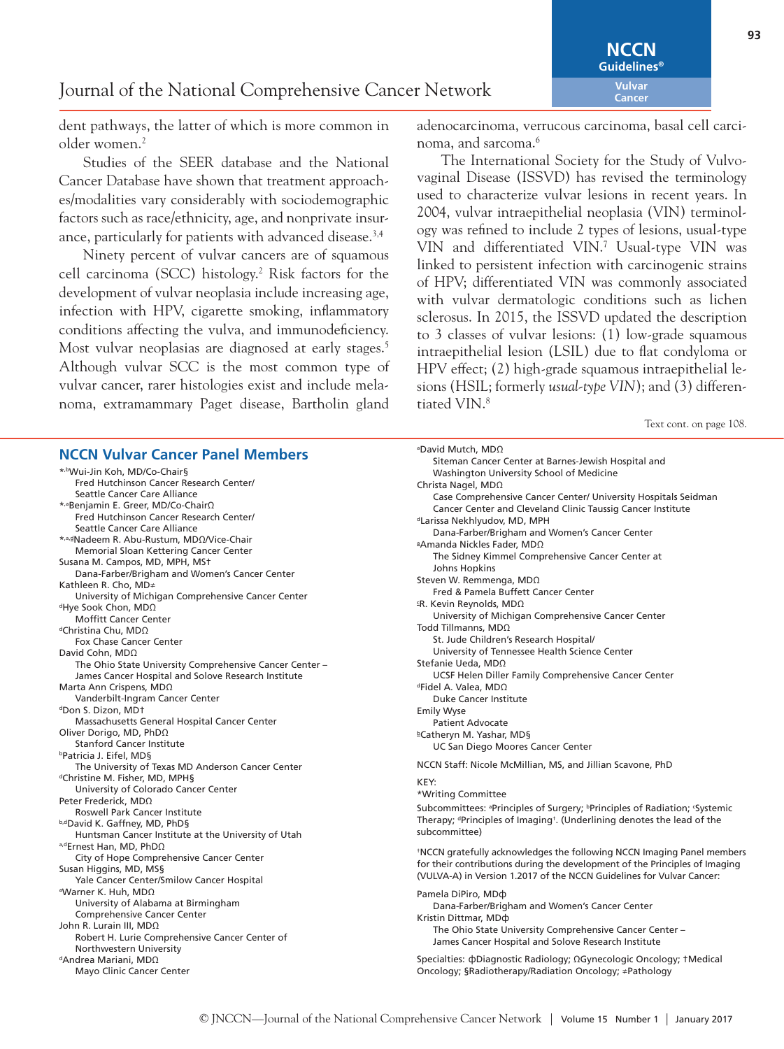dent pathways, the latter of which is more common in older women.[2]

Studies of the SEER database and the National Cancer Database have shown that treatment approaches/modalities vary considerably with sociodemographic factors such as race/ethnicity, age, and nonprivate insurance, particularly for patients with advanced disease.[3,4]

Ninety percent of vulvar cancers are of squamous cell carcinoma (SCC) histology.[2] Risk factors for the development of vulvar neoplasia include increasing age, infection with HPV, cigarette smoking, inflammatory conditions affecting the vulva, and immunodeficiency. Most vulvar neoplasias are diagnosed at early stages.[5] Although vulvar SCC is the most common type of vulvar cancer, rarer histologies exist and include melanoma, extramammary Paget disease, Bartholin gland adenocarcinoma, verrucous carcinoma, basal cell carcinoma, and sarcoma.[6]

The International Society for the Study of Vulvovaginal Disease (ISSVD) has revised the terminology used to characterize vulvar lesions in recent years. In 2004, vulvar intraepithelial neoplasia (VIN) terminology was refined to include 2 types of lesions, usual-type VIN and differentiated VIN.[7] Usual-type VIN was linked to persistent infection with carcinogenic strains of HPV; differentiated VIN was commonly associated with vulvar dermatologic conditions such as lichen sclerosus. In 2015, the ISSVD updated the description to 3 classes of vulvar lesions: (1) low-grade squamous intraepithelial lesion (LSIL) due to flat condyloma or HPV effect; (2) high-grade squamous intraepithelial lesions (HSIL; formerly *usual-type VIN*); and (3) differentiated VIN.[8]

Text cont. on page 108.

## NCCN Vulvar Cancer Panel Members

*,[b]Wui-Jin Koh, MD/Co-Chair§
Fred Hutchinson Cancer Research Center/ Seattle Cancer Care Alliance

*,[a]Benjamin E. Greer, MD/Co-ChairΩ
Fred Hutchinson Cancer Research Center/ Seattle Cancer Care Alliance

*,[a,d]Nadeem R. Abu-Rustum, MDΩ/Vice-Chair
Memorial Sloan Kettering Cancer Center

Susana M. Campos, MD, MPH, MS†
Dana-Farber/Brigham and Women's Cancer Center

Kathleen R. Cho, MD≠
University of Michigan Comprehensive Cancer Center

[d]Hye Sook Chon, MDΩ
Moffitt Cancer Center

[d]Christina Chu, MDΩ
Fox Chase Cancer Center

David Cohn, MDΩ
The Ohio State University Comprehensive Cancer Center – James Cancer Hospital and Solove Research Institute

Marta Ann Crispens, MDΩ
Vanderbilt-Ingram Cancer Center

[d]Don S. Dizon, MD†
Massachusetts General Hospital Cancer Center

Oliver Dorigo, MD, PhDΩ
Stanford Cancer Institute

[b]Patricia J. Eifel, MD§
The University of Texas MD Anderson Cancer Center

[d]Christine M. Fisher, MD, MPH§
University of Colorado Cancer Center

Peter Frederick, MDΩ
Roswell Park Cancer Institute

[b,d]David K. Gaffney, MD, PhD§
Huntsman Cancer Institute at the University of Utah

[a,d]Ernest Han, MD, PhDΩ
City of Hope Comprehensive Cancer Center

Susan Higgins, MD, MS§
Yale Cancer Center/Smilow Cancer Hospital

[a]Warner K. Huh, MDΩ
University of Alabama at Birmingham Comprehensive Cancer Center

John R. Lurain III, MDΩ
Robert H. Lurie Comprehensive Cancer Center of Northwestern University

[d]Andrea Mariani, MDΩ
Mayo Clinic Cancer Center

[a]David Mutch, MDΩ
Siteman Cancer Center at Barnes-Jewish Hospital and Washington University School of Medicine

Christa Nagel, MDΩ
Case Comprehensive Cancer Center/ University Hospitals Seidman Cancer Center and Cleveland Clinic Taussig Cancer Institute

[d]Larissa Nekhlyudov, MD, MPH
Dana-Farber/Brigham and Women's Cancer Center

[a]Amanda Nickles Fader, MDΩ
The Sidney Kimmel Comprehensive Cancer Center at Johns Hopkins

Steven W. Remmenga, MDΩ
Fred & Pamela Buffett Cancer Center

[c]R. Kevin Reynolds, MDΩ
University of Michigan Comprehensive Cancer Center

Todd Tillmanns, MDΩ
St. Jude Children's Research Hospital/ University of Tennessee Health Science Center

Stefanie Ueda, MDΩ
UCSF Helen Diller Family Comprehensive Cancer Center

[d]Fidel A. Valea, MDΩ
Duke Cancer Institute

Emily Wyse
Patient Advocate

[b]Catheryn M. Yashar, MD§
UC San Diego Moores Cancer Center

NCCN Staff: Nicole McMillian, MS, and Jillian Scavone, PhD

KEY:

*Writing Committee

Subcommittees: [a]Principles of Surgery; [b]Principles of Radiation; [c]Systemic Therapy; [d]Principles of Imaging†. (Underlining denotes the lead of the subcommittee)

†NCCN gratefully acknowledges the following NCCN Imaging Panel members for their contributions during the development of the Principles of Imaging (VULVA-A) in Version 1.2017 of the NCCN Guidelines for Vulvar Cancer:

Pamela DiPiro, MDф
Dana-Farber/Brigham and Women's Cancer Center

Kristin Dittmar, MDф
The Ohio State University Comprehensive Cancer Center – James Cancer Hospital and Solove Research Institute

Specialties: фDiagnostic Radiology; ΩGynecologic Oncology; †Medical Oncology; §Radiotherapy/Radiation Oncology; ≠Pathology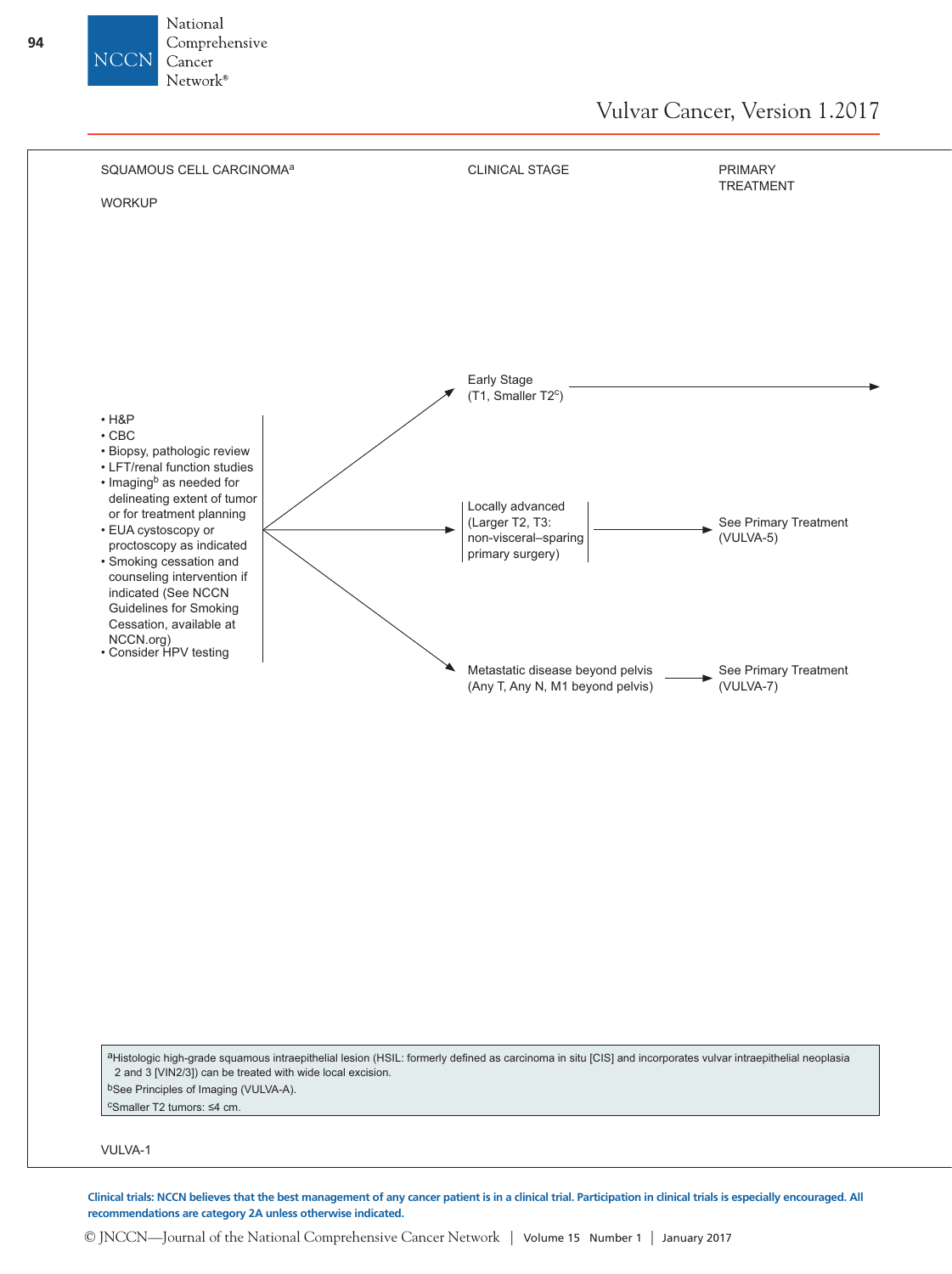# Vulvar Cancer, Version 1.2017

**SQUAMOUS CELL CARCINOMA**[a]

**WORKUP**

- H&P
- CBC
- Biopsy, pathologic review
- LFT/renal function studies
- Imaging[b] as needed for delineating extent of tumor or for treatment planning
- EUA cystoscopy or proctoscopy as indicated
- Smoking cessation and counseling intervention if indicated (See NCCN Guidelines for Smoking Cessation, available at NCCN.org)
- Consider HPV testing

| CLINICAL STAGE | PRIMARY TREATMENT |
| --- | --- |
| Early Stage (T1, Smaller T2[c]) | → |
| Locally advanced (Larger T2, T3: non-visceral–sparing primary surgery) | See Primary Treatment (VULVA-5) |
| Metastatic disease beyond pelvis (Any T, Any N, M1 beyond pelvis) | See Primary Treatment (VULVA-7) |

[a]Histologic high-grade squamous intraepithelial lesion (HSIL: formerly defined as carcinoma in situ [CIS] and incorporates vulvar intraepithelial neoplasia 2 and 3 [VIN2/3]) can be treated with wide local excision.

[b]See Principles of Imaging (VULVA-A).

[c]Smaller T2 tumors: ≤4 cm.

VULVA-1

**Clinical trials: NCCN believes that the best management of any cancer patient is in a clinical trial. Participation in clinical trials is especially encouraged. All recommendations are category 2A unless otherwise indicated.**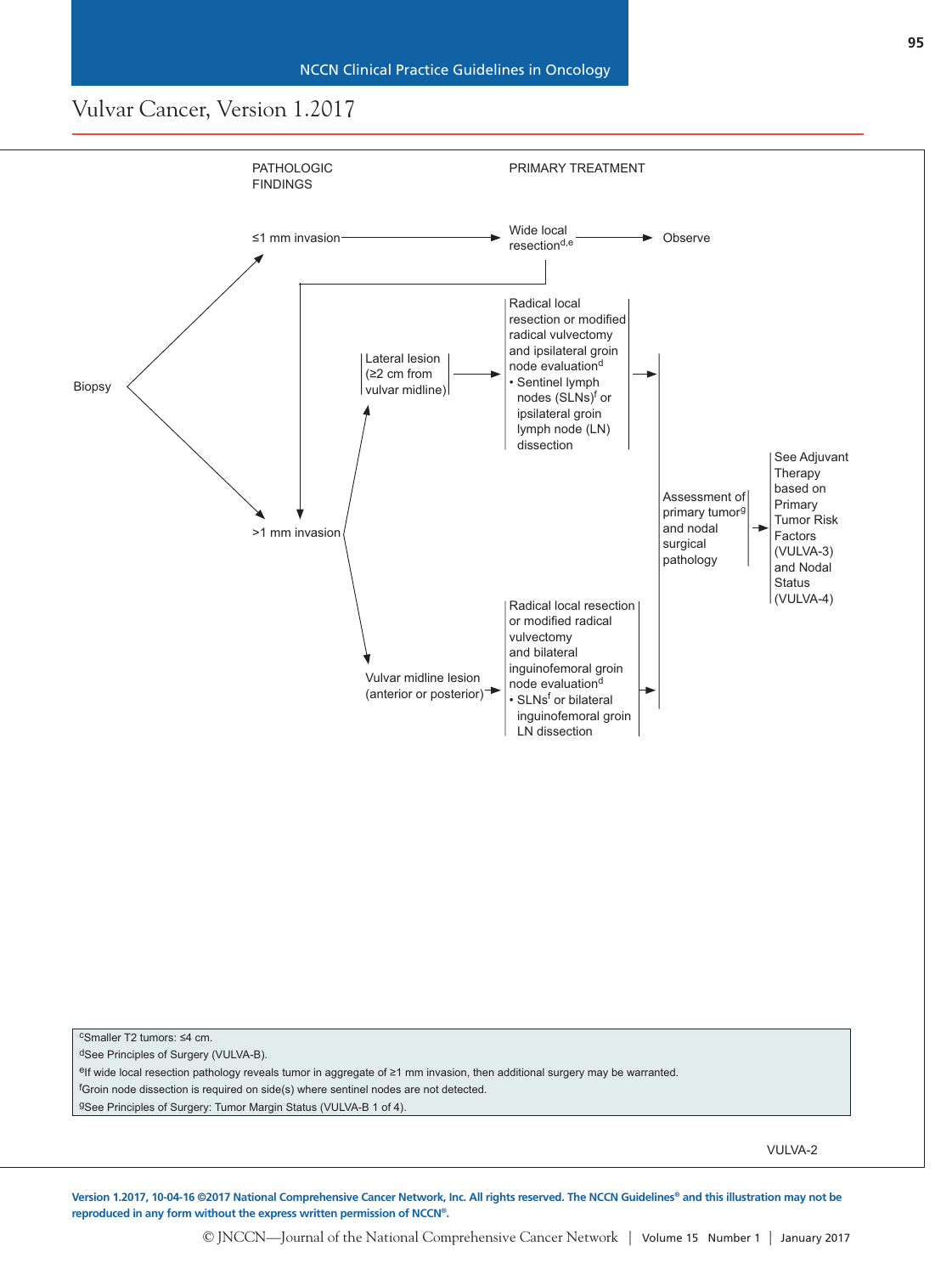## Vulvar Cancer, Version 1.2017

**PATHOLOGIC FINDINGS** → **PRIMARY TREATMENT**

Biopsy

- ≤1 mm invasion → Wide local resection[d,e] → Observe
- >1 mm invasion
  - Lateral lesion (≥2 cm from vulvar midline) → Radical local resection or modified radical vulvectomy and ipsilateral groin node evaluation[d]
    - Sentinel lymph nodes (SLNs)[f] or ipsilateral groin lymph node (LN) dissection
  - Vulvar midline lesion (anterior or posterior) → Radical local resection or modified radical vulvectomy and bilateral inguinofemoral groin node evaluation[d]
    - SLNs[f] or bilateral inguinofemoral groin LN dissection

→ Assessment of primary tumor[g] and nodal surgical pathology → See Adjuvant Therapy based on Primary Tumor Risk Factors (VULVA-3) and Nodal Status (VULVA-4)

[c]Smaller T2 tumors: ≤4 cm.

[d]See Principles of Surgery (VULVA-B).

[e]If wide local resection pathology reveals tumor in aggregate of ≥1 mm invasion, then additional surgery may be warranted.

[f]Groin node dissection is required on side(s) where sentinel nodes are not detected.

[g]See Principles of Surgery: Tumor Margin Status (VULVA-B 1 of 4).

VULVA-2

Version 1.2017, 10-04-16 ©2017 National Comprehensive Cancer Network, Inc. All rights reserved. The NCCN Guidelines® and this illustration may not be reproduced in any form without the express written permission of NCCN®.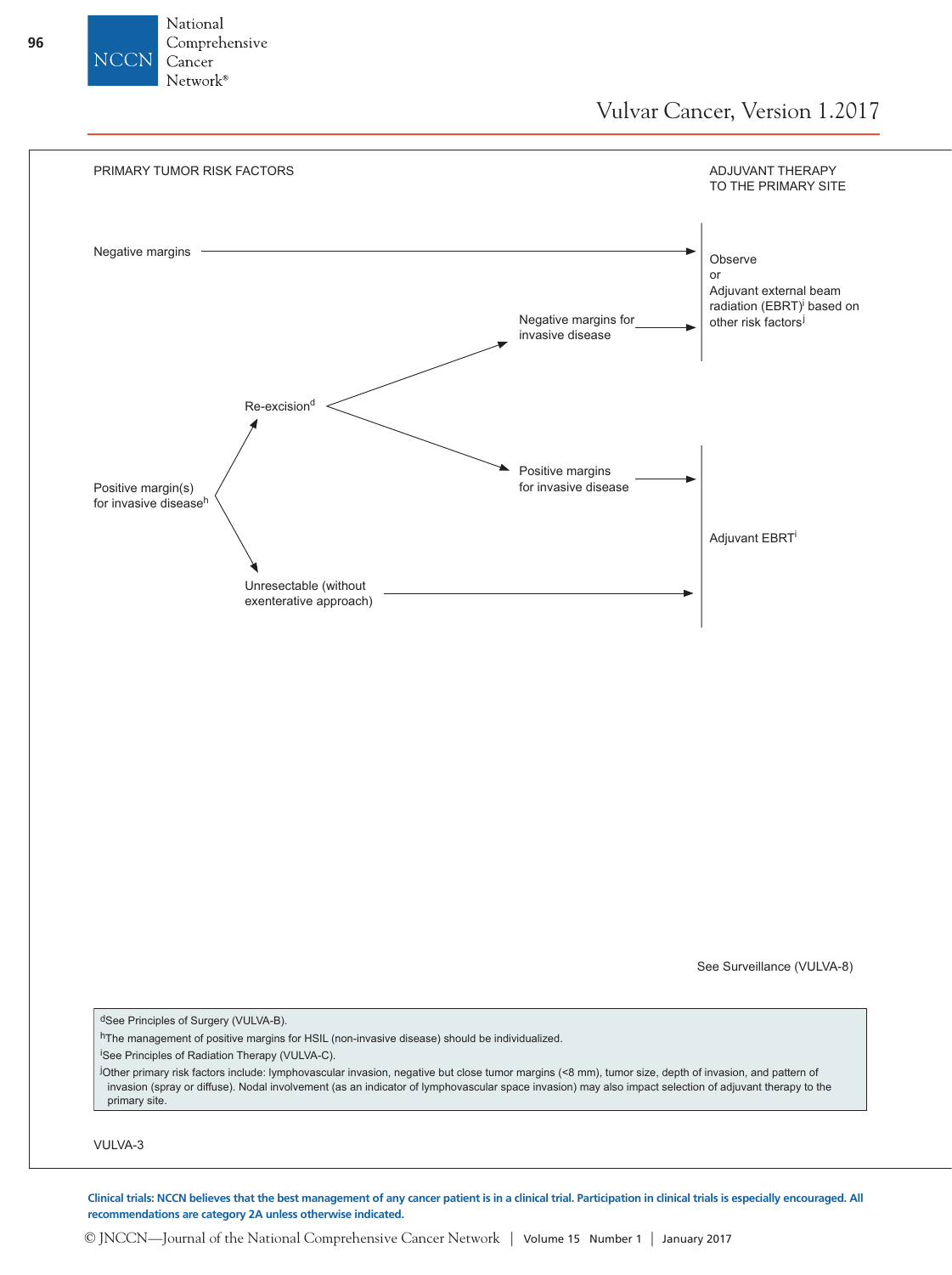PRIMARY TUMOR RISK FACTORS → ADJUVANT THERAPY TO THE PRIMARY SITE

- Negative margins → Observe or Adjuvant external beam radiation (EBRT)[i] based on other risk factors[j]
- Positive margin(s) for invasive disease[h]
  - Re-excision[d]
    - Negative margins for invasive disease → Observe or Adjuvant external beam radiation (EBRT)[i] based on other risk factors[j]
    - Positive margins for invasive disease → Adjuvant EBRT[i]
  - Unresectable (without exenterative approach) → Adjuvant EBRT[i]

See Surveillance (VULVA-8)

[d]See Principles of Surgery (VULVA-B).

[h]The management of positive margins for HSIL (non-invasive disease) should be individualized.

[i]See Principles of Radiation Therapy (VULVA-C).

[j]Other primary risk factors include: lymphovascular invasion, negative but close tumor margins (<8 mm), tumor size, depth of invasion, and pattern of invasion (spray or diffuse). Nodal involvement (as an indicator of lymphovascular space invasion) may also impact selection of adjuvant therapy to the primary site.

VULVA-3

**Clinical trials: NCCN believes that the best management of any cancer patient is in a clinical trial. Participation in clinical trials is especially encouraged. All recommendations are category 2A unless otherwise indicated.**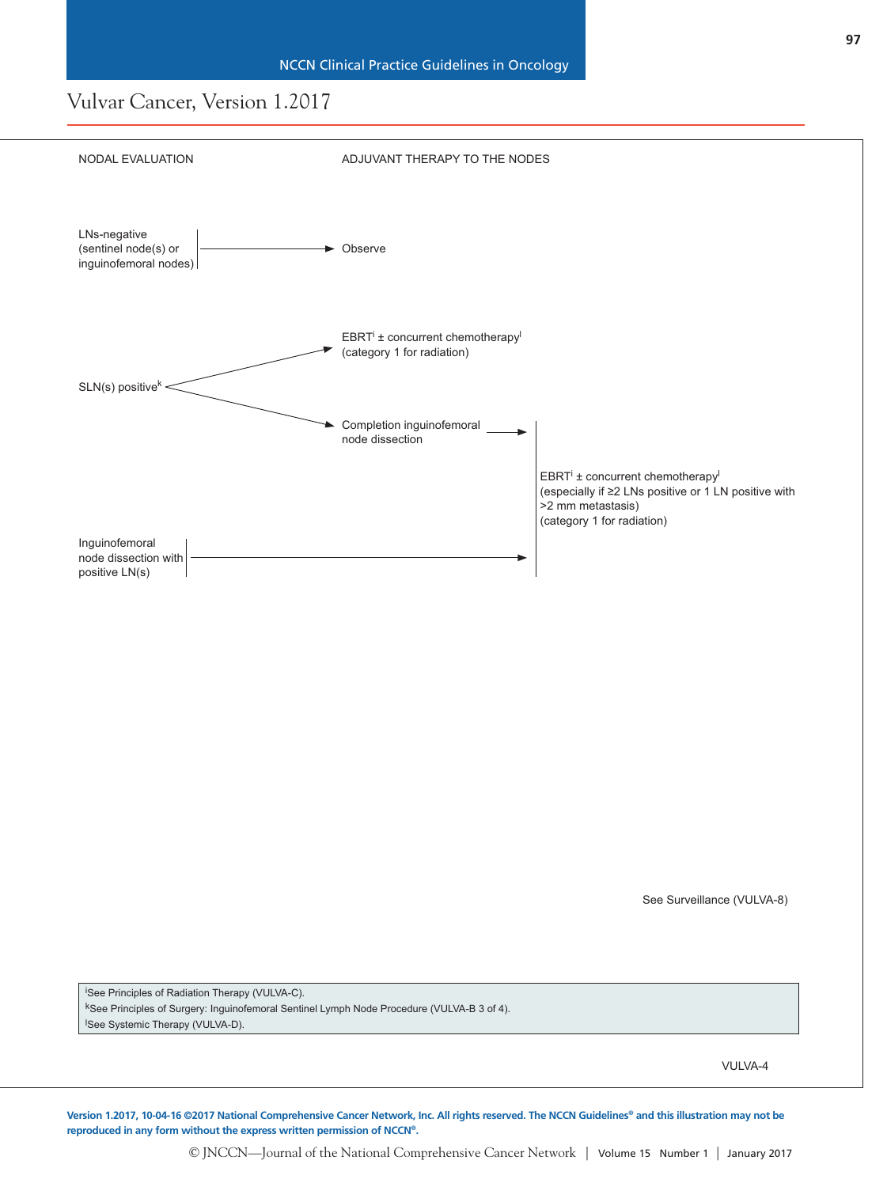# Vulvar Cancer, Version 1.2017

| NODAL EVALUATION | ADJUVANT THERAPY TO THE NODES | |
|---|---|---|
| LNs-negative (sentinel node(s) or inguinofemoral nodes) | → Observe | |
| SLN(s) positive[k] | → EBRT[i] ± concurrent chemotherapy[l] (category 1 for radiation) | |
| | → Completion inguinofemoral node dissection | → EBRT[i] ± concurrent chemotherapy[l] (especially if ≥2 LNs positive or 1 LN positive with >2 mm metastasis) (category 1 for radiation) |
| Inguinofemoral node dissection with positive LN(s) | | → EBRT[i] ± concurrent chemotherapy[l] (especially if ≥2 LNs positive or 1 LN positive with >2 mm metastasis) (category 1 for radiation) |

See Surveillance (VULVA-8)

[i]See Principles of Radiation Therapy (VULVA-C).
[k]See Principles of Surgery: Inguinofemoral Sentinel Lymph Node Procedure (VULVA-B 3 of 4).
[l]See Systemic Therapy (VULVA-D).

VULVA-4

Version 1.2017, 10-04-16 ©2017 National Comprehensive Cancer Network, Inc. All rights reserved. The NCCN Guidelines® and this illustration may not be reproduced in any form without the express written permission of NCCN®.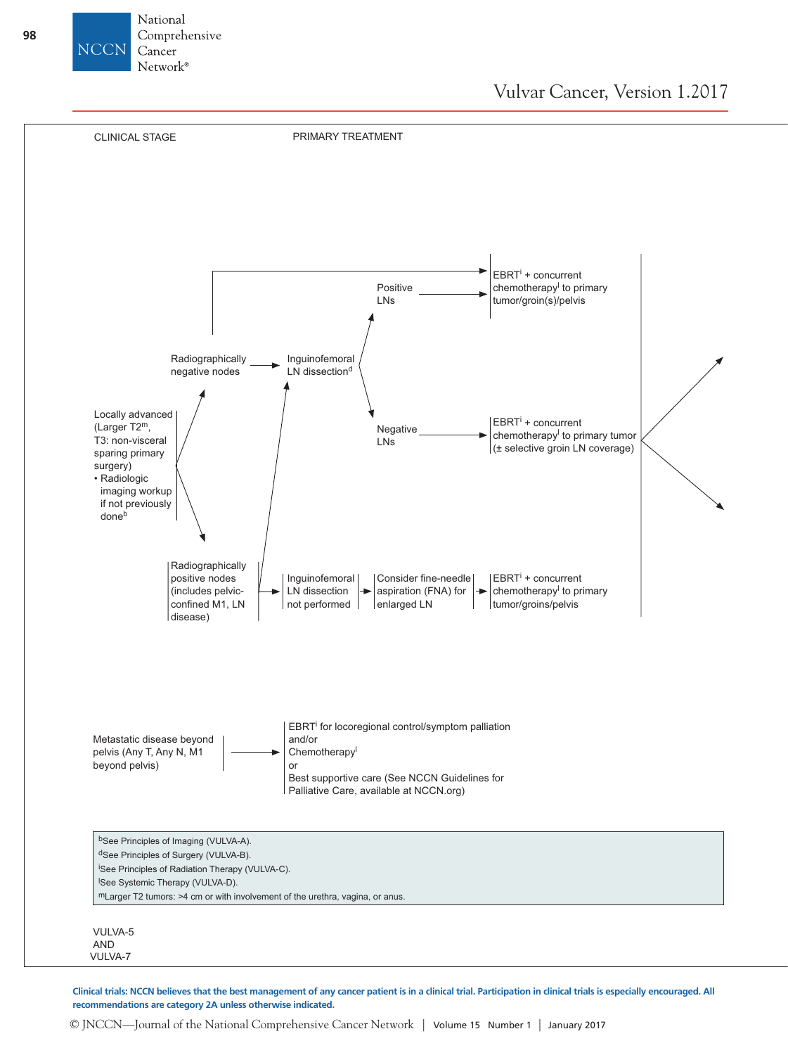# Vulvar Cancer, Version 1.2017

CLINICAL STAGE

PRIMARY TREATMENT

**Locally advanced (Larger T2[m], T3: non-visceral sparing primary surgery)**
- Radiologic imaging workup if not previously done[b]

→ Radiographically negative nodes → Inguinofemoral LN dissection[d]
- Positive LNs → EBRT[i] + concurrent chemotherapy[l] to primary tumor/groin(s)/pelvis
- Negative LNs → EBRT[i] + concurrent chemotherapy[l] to primary tumor (± selective groin LN coverage)

(Radiographically negative nodes → EBRT[i] + concurrent chemotherapy[l] to primary tumor/groin(s)/pelvis)

→ Radiographically positive nodes (includes pelvic-confined M1, LN disease)
- → Inguinofemoral LN dissection[d]
- → Inguinofemoral LN dissection not performed → Consider fine-needle aspiration (FNA) for enlarged LN → EBRT[i] + concurrent chemotherapy[l] to primary tumor/groins/pelvis

**Metastatic disease beyond pelvis (Any T, Any N, M1 beyond pelvis)** →
EBRT[i] for locoregional control/symptom palliation
and/or
Chemotherapy[l]
or
Best supportive care (See NCCN Guidelines for Palliative Care, available at NCCN.org)

---

[b]See Principles of Imaging (VULVA-A).
[d]See Principles of Surgery (VULVA-B).
[i]See Principles of Radiation Therapy (VULVA-C).
[l]See Systemic Therapy (VULVA-D).
[m]Larger T2 tumors: >4 cm or with involvement of the urethra, vagina, or anus.

VULVA-5 AND VULVA-7

**Clinical trials: NCCN believes that the best management of any cancer patient is in a clinical trial. Participation in clinical trials is especially encouraged. All recommendations are category 2A unless otherwise indicated.**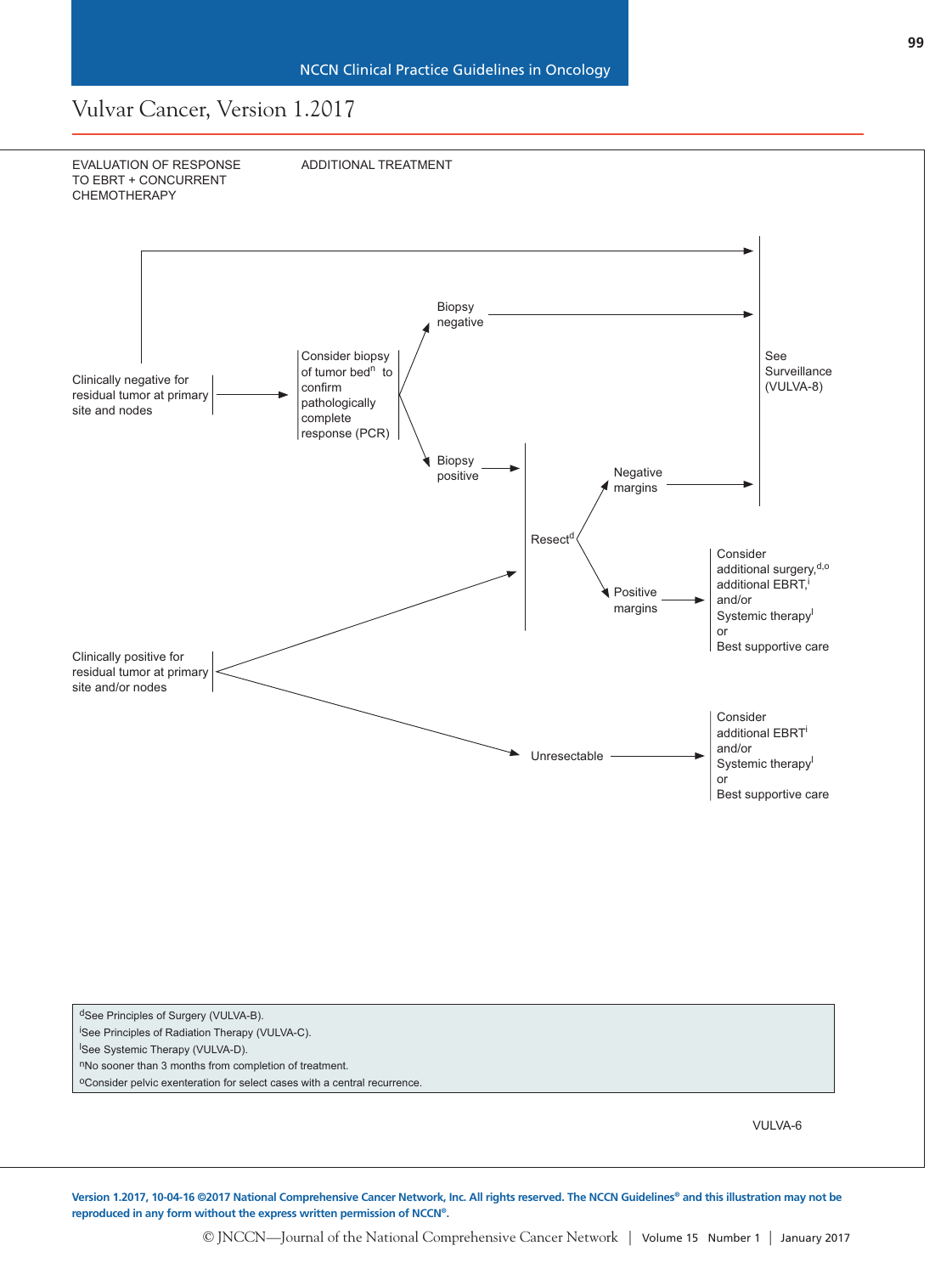# Vulvar Cancer, Version 1.2017

**EVALUATION OF RESPONSE TO EBRT + CONCURRENT CHEMOTHERAPY** | **ADDITIONAL TRATMENT**

- **Clinically negative for residual tumor at primary site and nodes**
  - → See Surveillance (VULVA-8)
  - → Consider biopsy of tumor bed[n] to confirm pathologically complete response (PCR)
    - Biopsy negative → See Surveillance (VULVA-8)
    - Biopsy positive → Resect[d]
      - Negative margins → See Surveillance (VULVA-8)
      - Positive margins → Consider additional surgery,[d,o] additional EBRT,[i] and/or Systemic therapy[l] or Best supportive care

- **Clinically positive for residual tumor at primary site and/or nodes**
  - → Resect[d]
    - Negative margins → See Surveillance (VULVA-8)
    - Positive margins → Consider additional surgery,[d,o] additional EBRT,[i] and/or Systemic therapy[l] or Best supportive care
  - → Unresectable → Consider additional EBRT[i] and/or Systemic therapy[l] or Best supportive care

[d]See Principles of Surgery (VULVA-B).
[i]See Principles of Radiation Therapy (VULVA-C).
[l]See Systemic Therapy (VULVA-D).
[n]No sooner than 3 months from completion of treatment.
[o]Consider pelvic exenteration for select cases with a central recurrence.

VULVA-6

Version 1.2017, 10-04-16 ©2017 National Comprehensive Cancer Network, Inc. All rights reserved. The NCCN Guidelines® and this illustration may not be reproduced in any form without the express written permission of NCCN®.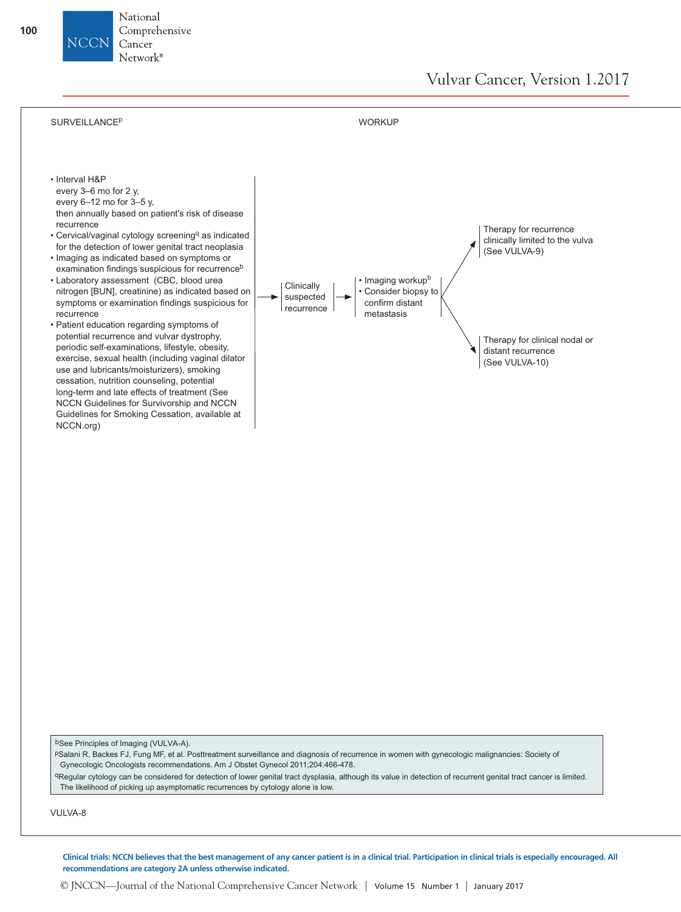## SURVEILLANCE[p]

- Interval H&P
  every 3–6 mo for 2 y,
  every 6–12 mo for 3–5 y,
  then annually based on patient's risk of disease recurrence
- Cervical/vaginal cytology screening[q] as indicated for the detection of lower genital tract neoplasia
- Imaging as indicated based on symptoms or examination findings suspicious for recurrence[b]
- Laboratory assessment (CBC, blood urea nitrogen [BUN], creatinine) as indicated based on symptoms or examination findings suspicious for recurrence
- Patient education regarding symptoms of potential recurrence and vulvar dystrophy, periodic self-examinations, lifestyle, obesity, exercise, sexual health (including vaginal dilator use and lubricants/moisturizers), smoking cessation, nutrition counseling, potential long-term and late effects of treatment (See NCCN Guidelines for Survivorship and NCCN Guidelines for Smoking Cessation, available at NCCN.org)

→ Clinically suspected recurrence

## WORKUP

- Imaging workup[b]
- Consider biopsy to confirm distant metastasis

→ Therapy for recurrence clinically limited to the vulva (See VULVA-9)

→ Therapy for clinical nodal or distant recurrence (See VULVA-10)

[b]See Principles of Imaging (VULVA-A).

[p]Salani R, Backes FJ, Fung MF, et al. Posttreatment surveillance and diagnosis of recurrence in women with gynecologic malignancies: Society of Gynecologic Oncologists recommendations. Am J Obstet Gynecol 2011;204:466-478.

[q]Regular cytology can be considered for detection of lower genital tract dysplasia, although its value in detection of recurrent genital tract cancer is limited. The likelihood of picking up asymptomatic recurrences by cytology alone is low.

VULVA-8

**Clinical trials: NCCN believes that the best management of any cancer patient is in a clinical trial. Participation in clinical trials is especially encouraged. All recommendations are category 2A unless otherwise indicated.**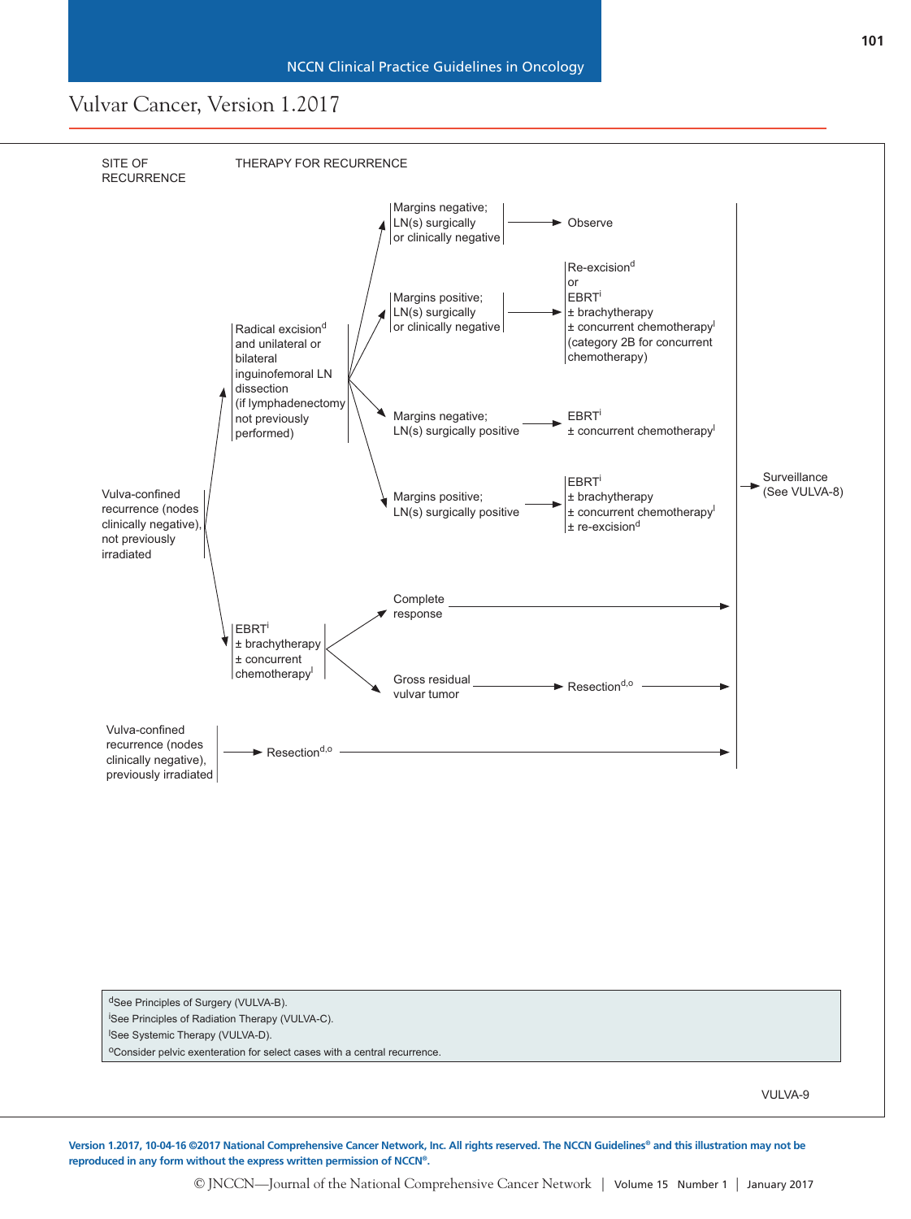# Vulvar Cancer, Version 1.2017

**SITE OF RECURRENCE** → **THERAPY FOR RECURRENCE**

**Vulva-confined recurrence (nodes clinically negative), not previously irradiated**

- Radical excision[d] and unilateral or bilateral inguinofemoral LN dissection (if lymphadenectomy not previously performed)
  - Margins negative; LN(s) surgically or clinically negative → Observe
  - Margins positive; LN(s) surgically or clinically negative → Re-excision[d] or EBRT[i] ± brachytherapy ± concurrent chemotherapy[l] (category 2B for concurrent chemotherapy)
  - Margins negative; LN(s) surgically positive → EBRT[i] ± concurrent chemotherapy[l]
  - Margins positive; LN(s) surgically positive → EBRT[i] ± brachytherapy ± concurrent chemotherapy[l] ± re-excision[d]
- EBRT[i] ± brachytherapy ± concurrent chemotherapy[l]
  - Complete response → Surveillance
  - Gross residual vulvar tumor → Resection[d,o] → Surveillance

**Vulva-confined recurrence (nodes clinically negative), previously irradiated**

- Resection[d,o] → Surveillance

All of the above → Surveillance (See VULVA-8)

[d]See Principles of Surgery (VULVA-B).
[i]See Principles of Radiation Therapy (VULVA-C).
[l]See Systemic Therapy (VULVA-D).
[o]Consider pelvic exenteration for select cases with a central recurrence.

VULVA-9

Version 1.2017, 10-04-16 ©2017 National Comprehensive Cancer Network, Inc. All rights reserved. The NCCN Guidelines® and this illustration may not be reproduced in any form without the express written permission of NCCN®.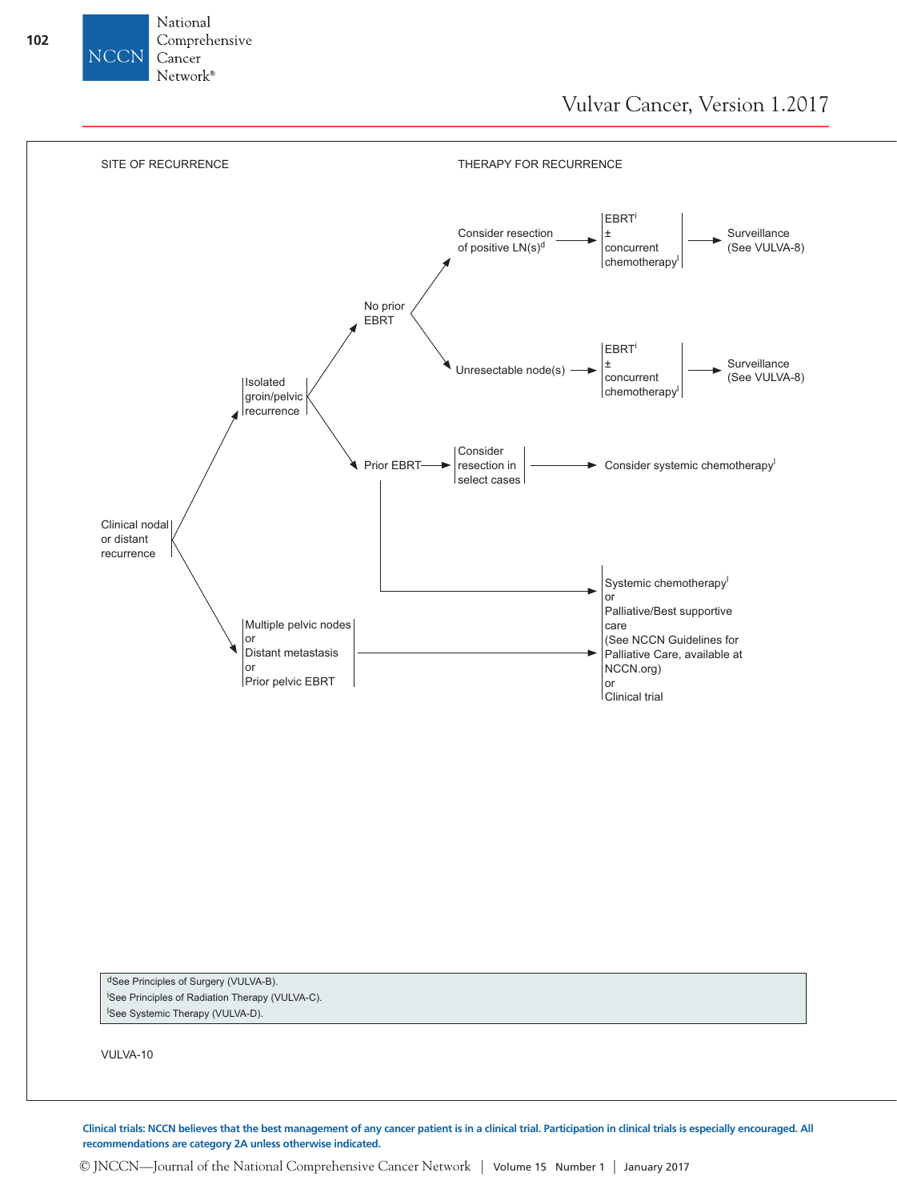SITE OF RECURRENCE

THERAPY FOR RECURRENCE

- Clinical nodal or distant recurrence
  - Isolated groin/pelvic recurrence
    - No prior EBRT
      - Consider resection of positive LN(s)[d] → EBRT[i] ± concurrent chemotherapy[l] → Surveillance (See VULVA-8)
      - Unresectable node(s) → EBRT[i] ± concurrent chemotherapy[l] → Surveillance (See VULVA-8)
    - Prior EBRT
      - Consider resection in select cases → Consider systemic chemotherapy[l]
      - Systemic chemotherapy[l] or Palliative/Best supportive care (See NCCN Guidelines for Palliative Care, available at NCCN.org) or Clinical trial
  - Multiple pelvic nodes or Distant metastasis or Prior pelvic EBRT → Systemic chemotherapy[l] or Palliative/Best supportive care (See NCCN Guidelines for Palliative Care, available at NCCN.org) or Clinical trial

[d]See Principles of Surgery (VULVA-B).
[i]See Principles of Radiation Therapy (VULVA-C).
[l]See Systemic Therapy (VULVA-D).

VULVA-10

**Clinical trials: NCCN believes that the best management of any cancer patient is in a clinical trial. Participation in clinical trials is especially encouraged. All recommendations are category 2A unless otherwise indicated.**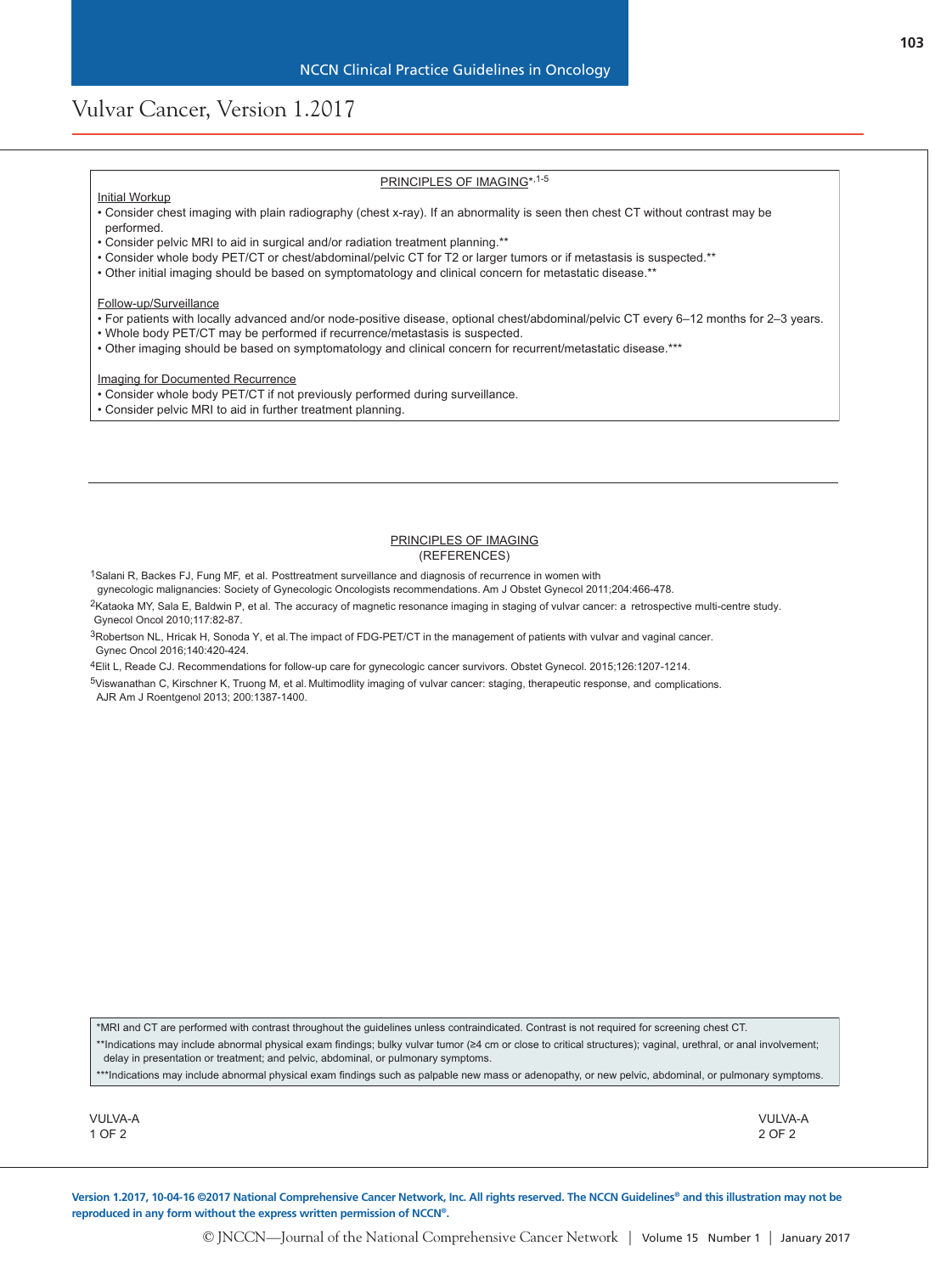## PRINCIPLES OF IMAGING*,1-5

Initial Workup

- Consider chest imaging with plain radiography (chest x-ray). If an abnormality is seen then chest CT without contrast may be performed.
- Consider pelvic MRI to aid in surgical and/or radiation treatment planning.**
- Consider whole body PET/CT or chest/abdominal/pelvic CT for T2 or larger tumors or if metastasis is suspected.**
- Other initial imaging should be based on symptomatology and clinical concern for metastatic disease.**

Follow-up/Surveillance

- For patients with locally advanced and/or node-positive disease, optional chest/abdominal/pelvic CT every 6–12 months for 2–3 years.
- Whole body PET/CT may be performed if recurrence/metastasis is suspected.
- Other imaging should be based on symptomatology and clinical concern for recurrent/metastatic disease.***

Imaging for Documented Recurrence

- Consider whole body PET/CT if not previously performed during surveillance.
- Consider pelvic MRI to aid in further treatment planning.

## PRINCIPLES OF IMAGING (REFERENCES)

[1] Salani R, Backes FJ, Fung MF, et al. Posttreatment surveillance and diagnosis of recurrence in women with gynecologic malignancies: Society of Gynecologic Oncologists recommendations. Am J Obstet Gynecol 2011;204:466-478.

[2] Kataoka MY, Sala E, Baldwin P, et al. The accuracy of magnetic resonance imaging in staging of vulvar cancer: a retrospective multi-centre study. Gynecol Oncol 2010;117:82-87.

[3] Robertson NL, Hricak H, Sonoda Y, et al. The impact of FDG-PET/CT in the management of patients with vulvar and vaginal cancer. Gynec Oncol 2016;140:420-424.

[4] Elit L, Reade CJ. Recommendations for follow-up care for gynecologic cancer survivors. Obstet Gynecol. 2015;126:1207-1214.

[5] Viswanathan C, Kirschner K, Truong M, et al. Multimodlity imaging of vulvar cancer: staging, therapeutic response, and complications. AJR Am J Roentgenol 2013; 200:1387-1400.

*MRI and CT are performed with contrast throughout the guidelines unless contraindicated. Contrast is not required for screening chest CT.

**Indications may include abnormal physical exam findings; bulky vulvar tumor (≥4 cm or close to critical structures); vaginal, urethral, or anal involvement; delay in presentation or treatment; and pelvic, abdominal, or pulmonary symptoms.

***Indications may include abnormal physical exam findings such as palpable new mass or adenopathy, or new pelvic, abdominal, or pulmonary symptoms.

VULVA-A 1 OF 2

VULVA-A 2 OF 2

Version 1.2017, 10-04-16 ©2017 National Comprehensive Cancer Network, Inc. All rights reserved. The NCCN Guidelines® and this illustration may not be reproduced in any form without the express written permission of NCCN®.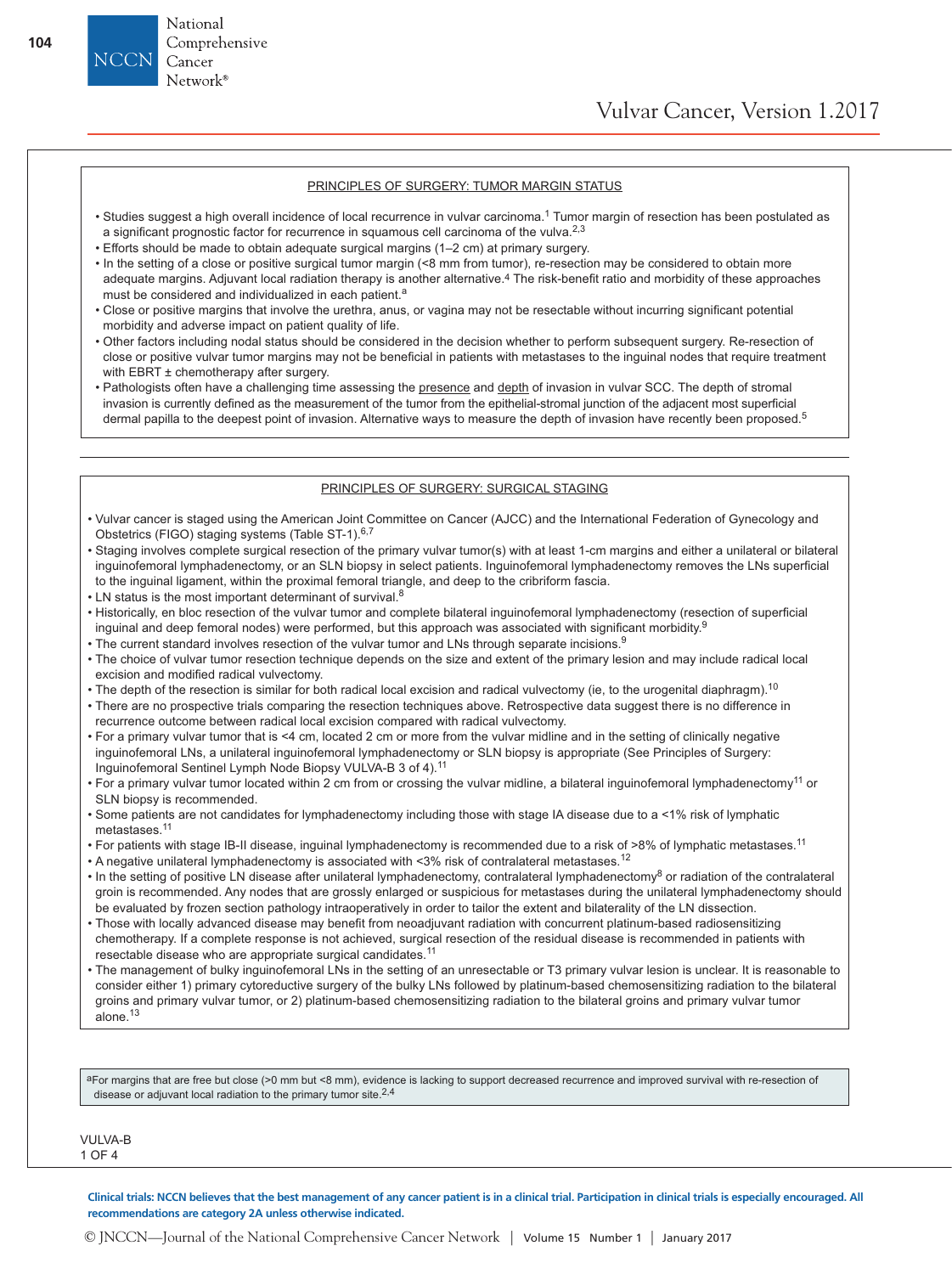## PRINCIPLES OF SURGERY: TUMOR MARGIN STATUS

- Studies suggest a high overall incidence of local recurrence in vulvar carcinoma.[1] Tumor margin of resection has been postulated as a significant prognostic factor for recurrence in squamous cell carcinoma of the vulva.[2,3]
- Efforts should be made to obtain adequate surgical margins (1–2 cm) at primary surgery.
- In the setting of a close or positive surgical tumor margin (<8 mm from tumor), re-resection may be considered to obtain more adequate margins. Adjuvant local radiation therapy is another alternative.[4] The risk-benefit ratio and morbidity of these approaches must be considered and individualized in each patient.[a]
- Close or positive margins that involve the urethra, anus, or vagina may not be resectable without incurring significant potential morbidity and adverse impact on patient quality of life.
- Other factors including nodal status should be considered in the decision whether to perform subsequent surgery. Re-resection of close or positive vulvar tumor margins may not be beneficial in patients with metastases to the inguinal nodes that require treatment with EBRT ± chemotherapy after surgery.
- Pathologists often have a challenging time assessing the presence and depth of invasion in vulvar SCC. The depth of stromal invasion is currently defined as the measurement of the tumor from the epithelial-stromal junction of the adjacent most superficial dermal papilla to the deepest point of invasion. Alternative ways to measure the depth of invasion have recently been proposed.[5]

## PRINCIPLES OF SURGERY: SURGICAL STAGING

- Vulvar cancer is staged using the American Joint Committee on Cancer (AJCC) and the International Federation of Gynecology and Obstetrics (FIGO) staging systems (Table ST-1).[6,7]
- Staging involves complete surgical resection of the primary vulvar tumor(s) with at least 1-cm margins and either a unilateral or bilateral inguinofemoral lymphadenectomy, or an SLN biopsy in select patients. Inguinofemoral lymphadenectomy removes the LNs superficial to the inguinal ligament, within the proximal femoral triangle, and deep to the cribriform fascia.
- LN status is the most important determinant of survival.[8]
- Historically, en bloc resection of the vulvar tumor and complete bilateral inguinofemoral lymphadenectomy (resection of superficial inguinal and deep femoral nodes) were performed, but this approach was associated with significant morbidity.[9]
- The current standard involves resection of the vulvar tumor and LNs through separate incisions.[9]
- The choice of vulvar tumor resection technique depends on the size and extent of the primary lesion and may include radical local excision and modified radical vulvectomy.
- The depth of the resection is similar for both radical local excision and radical vulvectomy (ie, to the urogenital diaphragm).[10]
- There are no prospective trials comparing the resection techniques above. Retrospective data suggest there is no difference in recurrence outcome between radical local excision compared with radical vulvectomy.
- For a primary vulvar tumor that is <4 cm, located 2 cm or more from the vulvar midline and in the setting of clinically negative inguinofemoral LNs, a unilateral inguinofemoral lymphadenectomy or SLN biopsy is appropriate (See Principles of Surgery: Inguinofemoral Sentinel Lymph Node Biopsy VULVA-B 3 of 4).[11]
- For a primary vulvar tumor located within 2 cm from or crossing the vulvar midline, a bilateral inguinofemoral lymphadenectomy[11] or SLN biopsy is recommended.
- Some patients are not candidates for lymphadenectomy including those with stage IA disease due to a <1% risk of lymphatic metastases.[11]
- For patients with stage IB-II disease, inguinal lymphadenectomy is recommended due to a risk of >8% of lymphatic metastases.[11]
- A negative unilateral lymphadenectomy is associated with <3% risk of contralateral metastases.[12]
- In the setting of positive LN disease after unilateral lymphadenectomy, contralateral lymphadenectomy[8] or radiation of the contralateral groin is recommended. Any nodes that are grossly enlarged or suspicious for metastases during the unilateral lymphadenectomy should be evaluated by frozen section pathology intraoperatively in order to tailor the extent and bilaterality of the LN dissection.
- Those with locally advanced disease may benefit from neoadjuvant radiation with concurrent platinum-based radiosensitizing chemotherapy. If a complete response is not achieved, surgical resection of the residual disease is recommended in patients with resectable disease who are appropriate surgical candidates.[11]
- The management of bulky inguinofemoral LNs in the setting of an unresectable or T3 primary vulvar lesion is unclear. It is reasonable to consider either 1) primary cytoreductive surgery of the bulky LNs followed by platinum-based chemosensitizing radiation to the bilateral groins and primary vulvar tumor, or 2) platinum-based chemosensitizing radiation to the bilateral groins and primary vulvar tumor alone.[13]

[a]For margins that are free but close (>0 mm but <8 mm), evidence is lacking to support decreased recurrence and improved survival with re-resection of disease or adjuvant local radiation to the primary tumor site.[2,4]

VULVA-B
1 OF 4

Clinical trials: NCCN believes that the best management of any cancer patient is in a clinical trial. Participation in clinical trials is especially encouraged. All recommendations are category 2A unless otherwise indicated.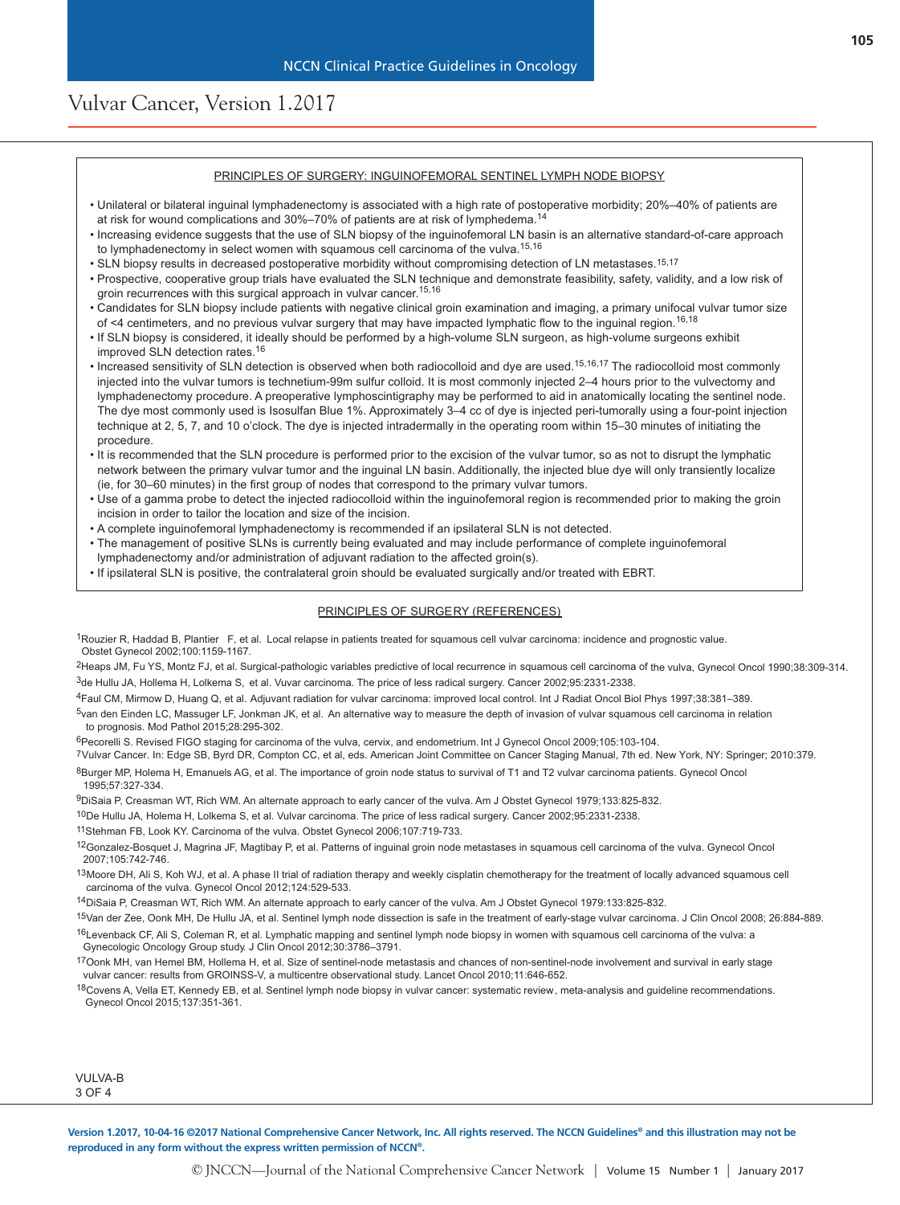## PRINCIPLES OF SURGERY: INGUINOFEMORAL SENTINEL LYMPH NODE BIOPSY

- Unilateral or bilateral inguinal lymphadenectomy is associated with a high rate of postoperative morbidity; 20%–40% of patients are at risk for wound complications and 30%–70% of patients are at risk of lymphedema.[14]
- Increasing evidence suggests that the use of SLN biopsy of the inguinofemoral LN basin is an alternative standard-of-care approach to lymphadenectomy in select women with squamous cell carcinoma of the vulva.[15,16]
- SLN biopsy results in decreased postoperative morbidity without compromising detection of LN metastases.[15,17]
- Prospective, cooperative group trials have evaluated the SLN technique and demonstrate feasibility, safety, validity, and a low risk of groin recurrences with this surgical approach in vulvar cancer.[15,16]
- Candidates for SLN biopsy include patients with negative clinical groin examination and imaging, a primary unifocal vulvar tumor size of <4 centimeters, and no previous vulvar surgery that may have impacted lymphatic flow to the inguinal region.[16,18]
- If SLN biopsy is considered, it ideally should be performed by a high-volume SLN surgeon, as high-volume surgeons exhibit improved SLN detection rates.[16]
- Increased sensitivity of SLN detection is observed when both radiocolloid and dye are used.[15,16,17] The radiocolloid most commonly injected into the vulvar tumors is technetium-99m sulfur colloid. It is most commonly injected 2–4 hours prior to the vulvectomy and lymphadenectomy procedure. A preoperative lymphoscintigraphy may be performed to aid in anatomically locating the sentinel node. The dye most commonly used is Isosulfan Blue 1%. Approximately 3–4 cc of dye is injected peri-tumorally using a four-point injection technique at 2, 5, 7, and 10 o'clock. The dye is injected intradermally in the operating room within 15–30 minutes of initiating the procedure.
- It is recommended that the SLN procedure is performed prior to the excision of the vulvar tumor, so as not to disrupt the lymphatic network between the primary vulvar tumor and the inguinal LN basin. Additionally, the injected blue dye will only transiently localize (ie, for 30–60 minutes) in the first group of nodes that correspond to the primary vulvar tumors.
- Use of a gamma probe to detect the injected radiocolloid within the inguinofemoral region is recommended prior to making the groin incision in order to tailor the location and size of the incision.
- A complete inguinofemoral lymphadenectomy is recommended if an ipsilateral SLN is not detected.
- The management of positive SLNs is currently being evaluated and may include performance of complete inguinofemoral lymphadenectomy and/or administration of adjuvant radiation to the affected groin(s).
- If ipsilateral SLN is positive, the contralateral groin should be evaluated surgically and/or treated with EBRT.

## PRINCIPLES OF SURGERY (REFERENCES)

1. Rouzier R, Haddad B, Plantier F, et al. Local relapse in patients treated for squamous cell vulvar carcinoma: incidence and prognostic value. Obstet Gynecol 2002;100:1159-1167.
2. Heaps JM, Fu YS, Montz FJ, et al. Surgical-pathologic variables predictive of local recurrence in squamous cell carcinoma of the vulva, Gynecol Oncol 1990;38:309-314.
3. de Hullu JA, Hollema H, Lolkema S, et al. Vuvar carcinoma. The price of less radical surgery. Cancer 2002;95:2331-2338.
4. Faul CM, Mirmow D, Huang Q, et al. Adjuvant radiation for vulvar carcinoma: improved local control. Int J Radiat Oncol Biol Phys 1997;38:381–389.
5. van den Einden LC, Massuger LF, Jonkman JK, et al. An alternative way to measure the depth of invasion of vulvar squamous cell carcinoma in relation to prognosis. Mod Pathol 2015;28:295-302.
6. Pecorelli S. Revised FIGO staging for carcinoma of the vulva, cervix, and endometrium. Int J Gynecol Oncol 2009;105:103-104.
7. Vulvar Cancer. In: Edge SB, Byrd DR, Compton CC, et al, eds. American Joint Committee on Cancer Staging Manual, 7th ed. New York, NY: Springer; 2010:379.
8. Burger MP, Holema H, Emanuels AG, et al. The importance of groin node status to survival of T1 and T2 vulvar carcinoma patients. Gynecol Oncol 1995;57:327-334.
9. DiSaia P, Creasman WT, Rich WM. An alternate approach to early cancer of the vulva. Am J Obstet Gynecol 1979;133:825-832.
10. De Hullu JA, Holema H, Lolkema S, et al. Vulvar carcinoma. The price of less radical surgery. Cancer 2002;95:2331-2338.
11. Stehman FB, Look KY. Carcinoma of the vulva. Obstet Gynecol 2006;107:719-733.
12. Gonzalez-Bosquet J, Magrina JF, Magtibay P, et al. Patterns of inguinal groin node metastases in squamous cell carcinoma of the vulva. Gynecol Oncol 2007;105:742-746.
13. Moore DH, Ali S, Koh WJ, et al. A phase II trial of radiation therapy and weekly cisplatin chemotherapy for the treatment of locally advanced squamous cell carcinoma of the vulva. Gynecol Oncol 2012;124:529-533.
14. DiSaia P, Creasman WT, Rich WM. An alternate approach to early cancer of the vulva. Am J Obstet Gynecol 1979:133:825-832.
15. Van der Zee, Oonk MH, De Hullu JA, et al. Sentinel lymph node dissection is safe in the treatment of early-stage vulvar carcinoma. J Clin Oncol 2008; 26:884-889.
16. Levenback CF, Ali S, Coleman R, et al. Lymphatic mapping and sentinel lymph node biopsy in women with squamous cell carcinoma of the vulva: a Gynecologic Oncology Group study. J Clin Oncol 2012;30:3786–3791.
17. Oonk MH, van Hemel BM, Hollema H, et al. Size of sentinel-node metastasis and chances of non-sentinel-node involvement and survival in early stage vulvar cancer: results from GROINSS-V, a multicentre observational study. Lancet Oncol 2010;11:646-652.
18. Covens A, Vella ET, Kennedy EB, et al. Sentinel lymph node biopsy in vulvar cancer: systematic review, meta-analysis and guideline recommendations. Gynecol Oncol 2015;137:351-361.

VULVA-B 3 OF 4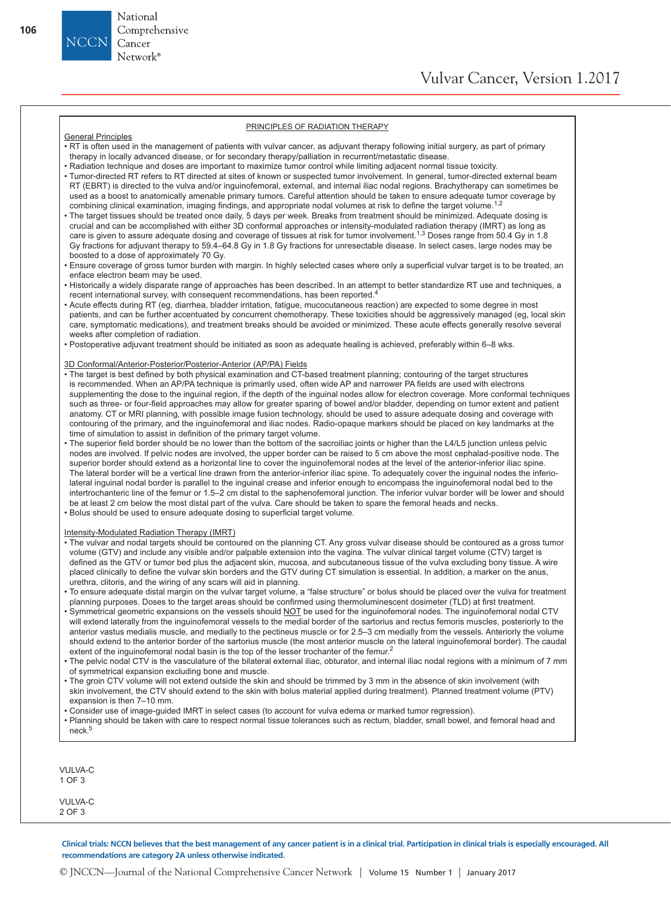## PRINCIPLES OF RADIATION THERAPY

### General Principles

- RT is often used in the management of patients with vulvar cancer, as adjuvant therapy following initial surgery, as part of primary therapy in locally advanced disease, or for secondary therapy/palliation in recurrent/metastatic disease.
- Radiation technique and doses are important to maximize tumor control while limiting adjacent normal tissue toxicity.
- Tumor-directed RT refers to RT directed at sites of known or suspected tumor involvement. In general, tumor-directed external beam RT (EBRT) is directed to the vulva and/or inguinofemoral, external, and internal iliac nodal regions. Brachytherapy can sometimes be used as a boost to anatomically amenable primary tumors. Careful attention should be taken to ensure adequate tumor coverage by combining clinical examination, imaging findings, and appropriate nodal volumes at risk to define the target volume.[1,2]
- The target tissues should be treated once daily, 5 days per week. Breaks from treatment should be minimized. Adequate dosing is crucial and can be accomplished with either 3D conformal approaches or intensity-modulated radiation therapy (IMRT) as long as care is given to assure adequate dosing and coverage of tissues at risk for tumor involvement.[1,3] Doses range from 50.4 Gy in 1.8 Gy fractions for adjuvant therapy to 59.4–64.8 Gy in 1.8 Gy fractions for unresectable disease. In select cases, large nodes may be boosted to a dose of approximately 70 Gy.
- Ensure coverage of gross tumor burden with margin. In highly selected cases where only a superficial vulvar target is to be treated, an enface electron beam may be used.
- Historically a widely disparate range of approaches has been described. In an attempt to better standardize RT use and techniques, a recent international survey, with consequent recommendations, has been reported.[4]
- Acute effects during RT (eg, diarrhea, bladder irritation, fatigue, mucocutaneous reaction) are expected to some degree in most patients, and can be further accentuated by concurrent chemotherapy. These toxicities should be aggressively managed (eg, local skin care, symptomatic medications), and treatment breaks should be avoided or minimized. These acute effects generally resolve several weeks after completion of radiation.
- Postoperative adjuvant treatment should be initiated as soon as adequate healing is achieved, preferably within 6–8 wks.

### 3D Conformal/Anterior-Posterior/Posterior-Anterior (AP/PA) Fields

- The target is best defined by both physical examination and CT-based treatment planning; contouring of the target structures is recommended. When an AP/PA technique is primarily used, often wide AP and narrower PA fields are used with electrons supplementing the dose to the inguinal region, if the depth of the inguinal nodes allow for electron coverage. More conformal techniques such as three- or four-field approaches may allow for greater sparing of bowel and/or bladder, depending on tumor extent and patient anatomy. CT or MRI planning, with possible image fusion technology, should be used to assure adequate dosing and coverage with contouring of the primary, and the inguinofemoral and iliac nodes. Radio-opaque markers should be placed on key landmarks at the time of simulation to assist in definition of the primary target volume.
- The superior field border should be no lower than the bottom of the sacroiliac joints or higher than the L4/L5 junction unless pelvic nodes are involved. If pelvic nodes are involved, the upper border can be raised to 5 cm above the most cephalad-positive node. The superior border should extend as a horizontal line to cover the inguinofemoral nodes at the level of the anterior-inferior iliac spine. The lateral border will be a vertical line drawn from the anterior-inferior iliac spine. To adequately cover the inguinal nodes the inferio-lateral inguinal nodal border is parallel to the inguinal crease and inferior enough to encompass the inguinofemoral nodal bed to the intertrochanteric line of the femur or 1.5–2 cm distal to the saphenofemoral junction. The inferior vulvar border will be lower and should be at least 2 cm below the most distal part of the vulva. Care should be taken to spare the femoral heads and necks.
- Bolus should be used to ensure adequate dosing to superficial target volume.

### Intensity-Modulated Radiation Therapy (IMRT)

- The vulvar and nodal targets should be contoured on the planning CT. Any gross vulvar disease should be contoured as a gross tumor volume (GTV) and include any visible and/or palpable extension into the vagina. The vulvar clinical target volume (CTV) target is defined as the GTV or tumor bed plus the adjacent skin, mucosa, and subcutaneous tissue of the vulva excluding bony tissue. A wire placed clinically to define the vulvar skin borders and the GTV during CT simulation is essential. In addition, a marker on the anus, urethra, clitoris, and the wiring of any scars will aid in planning.
- To ensure adequate distal margin on the vulvar target volume, a "false structure" or bolus should be placed over the vulva for treatment planning purposes. Doses to the target areas should be confirmed using thermoluminescent dosimeter (TLD) at first treatment.
- Symmetrical geometric expansions on the vessels should NOT be used for the inguinofemoral nodes. The inguinofemoral nodal CTV will extend laterally from the inguinofemoral vessels to the medial border of the sartorius and rectus femoris muscles, posteriorly to the anterior vastus medialis muscle, and medially to the pectineus muscle or for 2.5–3 cm medially from the vessels. Anteriorly the volume should extend to the anterior border of the sartorius muscle (the most anterior muscle on the lateral inguinofemoral border). The caudal extent of the inguinofemoral nodal basin is the top of the lesser trochanter of the femur.[2]
- The pelvic nodal CTV is the vasculature of the bilateral external iliac, obturator, and internal iliac nodal regions with a minimum of 7 mm of symmetrical expansion excluding bone and muscle.
- The groin CTV volume will not extend outside the skin and should be trimmed by 3 mm in the absence of skin involvement (with skin involvement, the CTV should extend to the skin with bolus material applied during treatment). Planned treatment volume (PTV) expansion is then 7–10 mm.
- Consider use of image-guided IMRT in select cases (to account for vulva edema or marked tumor regression).
- Planning should be taken with care to respect normal tissue tolerances such as rectum, bladder, small bowel, and femoral head and neck.[5]

VULVA-C 1 OF 3

VULVA-C 2 OF 3

Clinical trials: NCCN believes that the best management of any cancer patient is in a clinical trial. Participation in clinical trials is especially encouraged. All recommendations are category 2A unless otherwise indicated.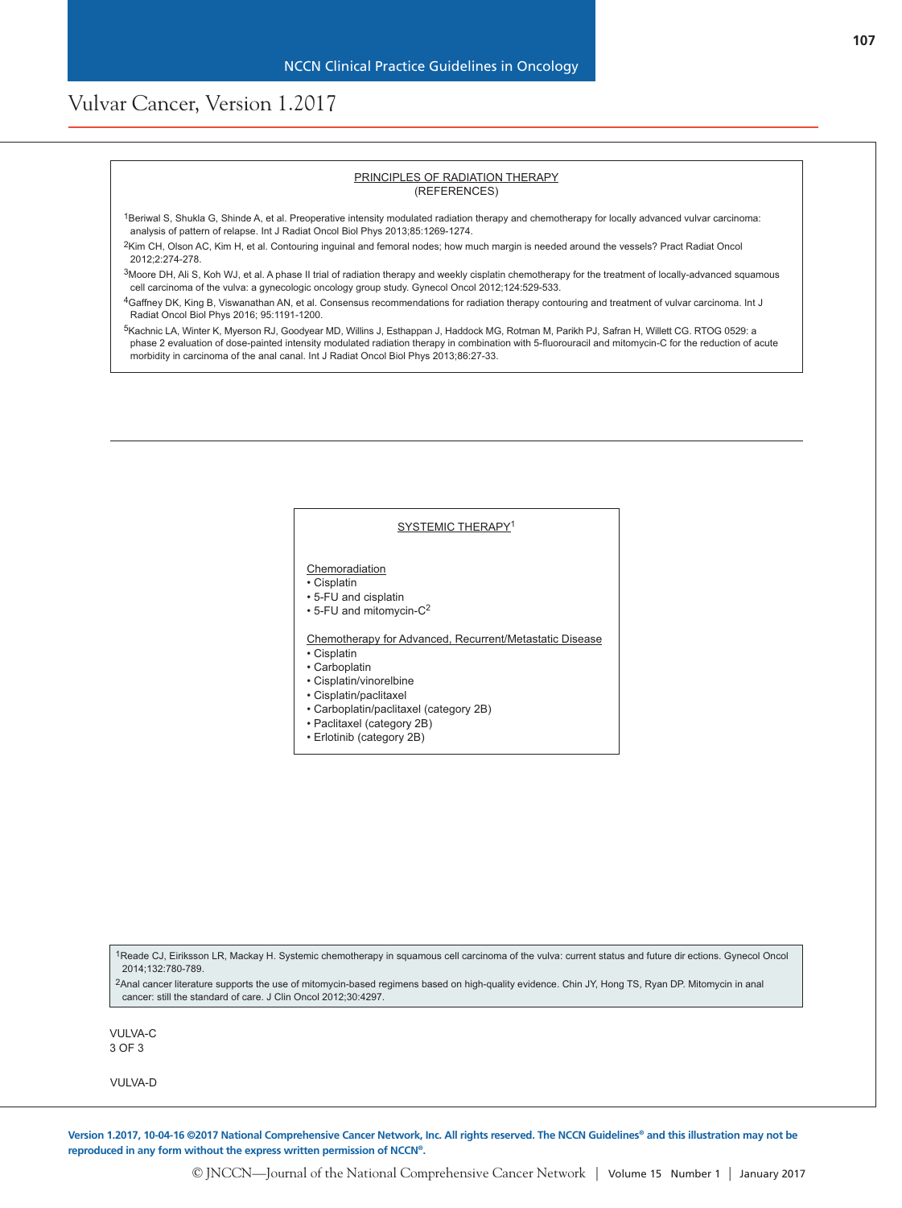## PRINCIPLES OF RADIATION THERAPY
(REFERENCES)

[1]Beriwal S, Shukla G, Shinde A, et al. Preoperative intensity modulated radiation therapy and chemotherapy for locally advanced vulvar carcinoma: analysis of pattern of relapse. Int J Radiat Oncol Biol Phys 2013;85:1269-1274.

[2]Kim CH, Olson AC, Kim H, et al. Contouring inguinal and femoral nodes; how much margin is needed around the vessels? Pract Radiat Oncol 2012;2:274-278.

[3]Moore DH, Ali S, Koh WJ, et al. A phase II trial of radiation therapy and weekly cisplatin chemotherapy for the treatment of locally-advanced squamous cell carcinoma of the vulva: a gynecologic oncology group study. Gynecol Oncol 2012;124:529-533.

[4]Gaffney DK, King B, Viswanathan AN, et al. Consensus recommendations for radiation therapy contouring and treatment of vulvar carcinoma. Int J Radiat Oncol Biol Phys 2016; 95:1191-1200.

[5]Kachnic LA, Winter K, Myerson RJ, Goodyear MD, Willins J, Esthappan J, Haddock MG, Rotman M, Parikh PJ, Safran H, Willett CG. RTOG 0529: a phase 2 evaluation of dose-painted intensity modulated radiation therapy in combination with 5-fluorouracil and mitomycin-C for the reduction of acute morbidity in carcinoma of the anal canal. Int J Radiat Oncol Biol Phys 2013;86:27-33.

VULVA-C
3 OF 3

---

## SYSTEMIC THERAPY[1]

Chemoradiation
- Cisplatin
- 5-FU and cisplatin
- 5-FU and mitomycin-C[2]

Chemotherapy for Advanced, Recurrent/Metastatic Disease
- Cisplatin
- Carboplatin
- Cisplatin/vinorelbine
- Cisplatin/paclitaxel
- Carboplatin/paclitaxel (category 2B)
- Paclitaxel (category 2B)
- Erlotinib (category 2B)

[1]Reade CJ, Eiriksson LR, Mackay H. Systemic chemotherapy in squamous cell carcinoma of the vulva: current status and future directions. Gynecol Oncol 2014;132:780-789.

[2]Anal cancer literature supports the use of mitomycin-based regimens based on high-quality evidence. Chin JY, Hong TS, Ryan DP. Mitomycin in anal cancer: still the standard of care. J Clin Oncol 2012;30:4297.

VULVA-D

Version 1.2017, 10-04-16 ©2017 National Comprehensive Cancer Network, Inc. All rights reserved. The NCCN Guidelines® and this illustration may not be reproduced in any form without the express written permission of NCCN®.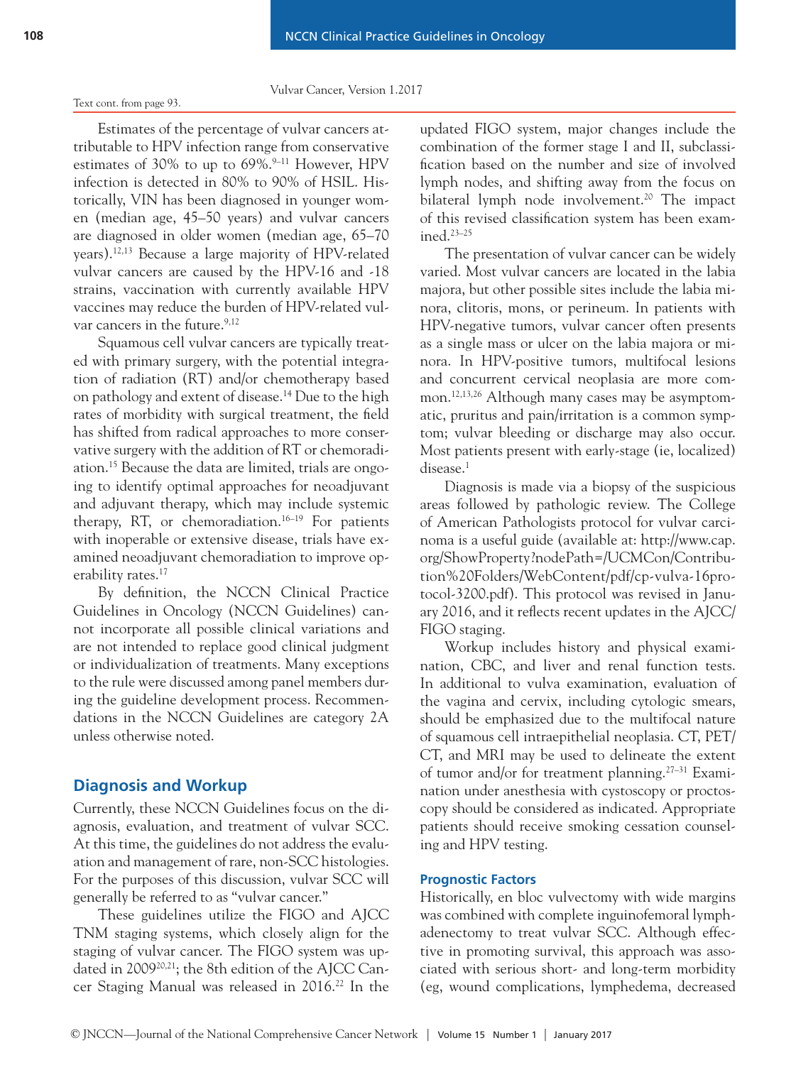Text cont. from page 93.

Estimates of the percentage of vulvar cancers attributable to HPV infection range from conservative estimates of 30% to up to 69%.[9–11] However, HPV infection is detected in 80% to 90% of HSIL. Historically, VIN has been diagnosed in younger women (median age, 45–50 years) and vulvar cancers are diagnosed in older women (median age, 65–70 years).[12,13] Because a large majority of HPV-related vulvar cancers are caused by the HPV-16 and -18 strains, vaccination with currently available HPV vaccines may reduce the burden of HPV-related vulvar cancers in the future.[9,12]

Squamous cell vulvar cancers are typically treated with primary surgery, with the potential integration of radiation (RT) and/or chemotherapy based on pathology and extent of disease.[14] Due to the high rates of morbidity with surgical treatment, the field has shifted from radical approaches to more conservative surgery with the addition of RT or chemoradiation.[15] Because the data are limited, trials are ongoing to identify optimal approaches for neoadjuvant and adjuvant therapy, which may include systemic therapy, RT, or chemoradiation.[16–19] For patients with inoperable or extensive disease, trials have examined neoadjuvant chemoradiation to improve operability rates.[17]

By definition, the NCCN Clinical Practice Guidelines in Oncology (NCCN Guidelines) cannot incorporate all possible clinical variations and are not intended to replace good clinical judgment or individualization of treatments. Many exceptions to the rule were discussed among panel members during the guideline development process. Recommendations in the NCCN Guidelines are category 2A unless otherwise noted.

## Diagnosis and Workup

Currently, these NCCN Guidelines focus on the diagnosis, evaluation, and treatment of vulvar SCC. At this time, the guidelines do not address the evaluation and management of rare, non-SCC histologies. For the purposes of this discussion, vulvar SCC will generally be referred to as "vulvar cancer."

These guidelines utilize the FIGO and AJCC TNM staging systems, which closely align for the staging of vulvar cancer. The FIGO system was updated in 2009[20,21]; the 8th edition of the AJCC Cancer Staging Manual was released in 2016.[22] In the updated FIGO system, major changes include the combination of the former stage I and II, subclassification based on the number and size of involved lymph nodes, and shifting away from the focus on bilateral lymph node involvement.[20] The impact of this revised classification system has been examined.[23–25]

The presentation of vulvar cancer can be widely varied. Most vulvar cancers are located in the labia majora, but other possible sites include the labia minora, clitoris, mons, or perineum. In patients with HPV-negative tumors, vulvar cancer often presents as a single mass or ulcer on the labia majora or minora. In HPV-positive tumors, multifocal lesions and concurrent cervical neoplasia are more common.[12,13,26] Although many cases may be asymptomatic, pruritus and pain/irritation is a common symptom; vulvar bleeding or discharge may also occur. Most patients present with early-stage (ie, localized) disease.[1]

Diagnosis is made via a biopsy of the suspicious areas followed by pathologic review. The College of American Pathologists protocol for vulvar carcinoma is a useful guide (available at: http://www.cap.org/ShowProperty?nodePath=/UCMCon/Contribution%20Folders/WebContent/pdf/cp-vulva-16protocol-3200.pdf). This protocol was revised in January 2016, and it reflects recent updates in the AJCC/FIGO staging.

Workup includes history and physical examination, CBC, and liver and renal function tests. In additional to vulva examination, evaluation of the vagina and cervix, including cytologic smears, should be emphasized due to the multifocal nature of squamous cell intraepithelial neoplasia. CT, PET/CT, and MRI may be used to delineate the extent of tumor and/or for treatment planning.[27–31] Examination under anesthesia with cystoscopy or proctoscopy should be considered as indicated. Appropriate patients should receive smoking cessation counseling and HPV testing.

### Prognostic Factors

Historically, en bloc vulvectomy with wide margins was combined with complete inguinofemoral lymphadenectomy to treat vulvar SCC. Although effective in promoting survival, this approach was associated with serious short- and long-term morbidity (eg, wound complications, lymphedema, decreased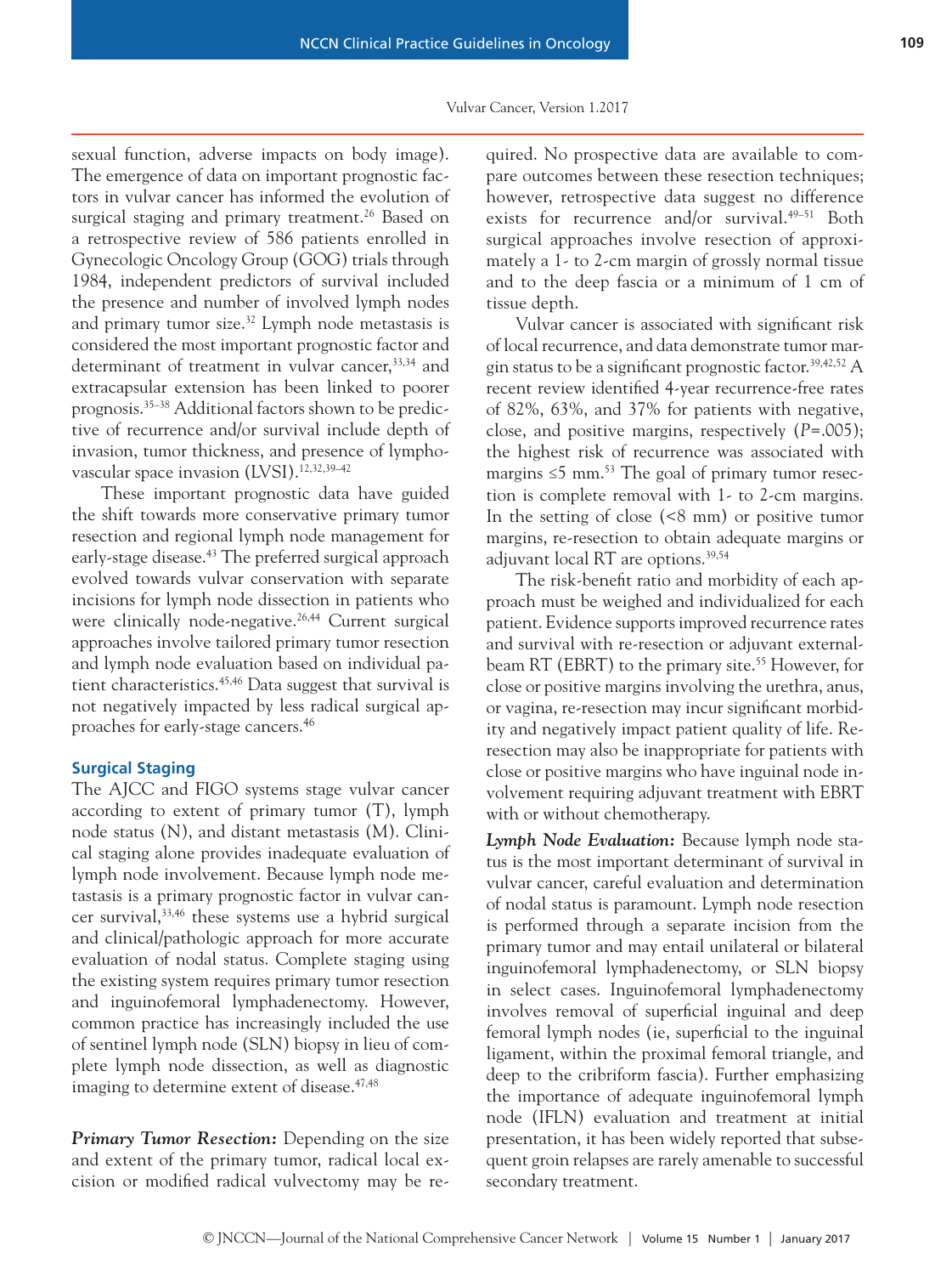sexual function, adverse impacts on body image). The emergence of data on important prognostic factors in vulvar cancer has informed the evolution of surgical staging and primary treatment.[26] Based on a retrospective review of 586 patients enrolled in Gynecologic Oncology Group (GOG) trials through 1984, independent predictors of survival included the presence and number of involved lymph nodes and primary tumor size.[32] Lymph node metastasis is considered the most important prognostic factor and determinant of treatment in vulvar cancer,[33,34] and extracapsular extension has been linked to poorer prognosis.[35–38] Additional factors shown to be predictive of recurrence and/or survival include depth of invasion, tumor thickness, and presence of lymphovascular space invasion (LVSI).[12,32,39–42]

These important prognostic data have guided the shift towards more conservative primary tumor resection and regional lymph node management for early-stage disease.[43] The preferred surgical approach evolved towards vulvar conservation with separate incisions for lymph node dissection in patients who were clinically node-negative.[26,44] Current surgical approaches involve tailored primary tumor resection and lymph node evaluation based on individual patient characteristics.[45,46] Data suggest that survival is not negatively impacted by less radical surgical approaches for early-stage cancers.[46]

## Surgical Staging

The AJCC and FIGO systems stage vulvar cancer according to extent of primary tumor (T), lymph node status (N), and distant metastasis (M). Clinical staging alone provides inadequate evaluation of lymph node involvement. Because lymph node metastasis is a primary prognostic factor in vulvar cancer survival,[33,46] these systems use a hybrid surgical and clinical/pathologic approach for more accurate evaluation of nodal status. Complete staging using the existing system requires primary tumor resection and inguinofemoral lymphadenectomy. However, common practice has increasingly included the use of sentinel lymph node (SLN) biopsy in lieu of complete lymph node dissection, as well as diagnostic imaging to determine extent of disease.[47,48]

***Primary Tumor Resection:*** Depending on the size and extent of the primary tumor, radical local excision or modified radical vulvectomy may be required. No prospective data are available to compare outcomes between these resection techniques; however, retrospective data suggest no difference exists for recurrence and/or survival.[49–51] Both surgical approaches involve resection of approximately a 1- to 2-cm margin of grossly normal tissue and to the deep fascia or a minimum of 1 cm of tissue depth.

Vulvar cancer is associated with significant risk of local recurrence, and data demonstrate tumor margin status to be a significant prognostic factor.[39,42,52] A recent review identified 4-year recurrence-free rates of 82%, 63%, and 37% for patients with negative, close, and positive margins, respectively ($P$=.005); the highest risk of recurrence was associated with margins ≤5 mm.[53] The goal of primary tumor resection is complete removal with 1- to 2-cm margins. In the setting of close (<8 mm) or positive tumor margins, re-resection to obtain adequate margins or adjuvant local RT are options.[39,54]

The risk-benefit ratio and morbidity of each approach must be weighed and individualized for each patient. Evidence supports improved recurrence rates and survival with re-resection or adjuvant external-beam RT (EBRT) to the primary site.[55] However, for close or positive margins involving the urethra, anus, or vagina, re-resection may incur significant morbidity and negatively impact patient quality of life. Re-resection may also be inappropriate for patients with close or positive margins who have inguinal node involvement requiring adjuvant treatment with EBRT with or without chemotherapy.

***Lymph Node Evaluation:*** Because lymph node status is the most important determinant of survival in vulvar cancer, careful evaluation and determination of nodal status is paramount. Lymph node resection is performed through a separate incision from the primary tumor and may entail unilateral or bilateral inguinofemoral lymphadenectomy, or SLN biopsy in select cases. Inguinofemoral lymphadenectomy involves removal of superficial inguinal and deep femoral lymph nodes (ie, superficial to the inguinal ligament, within the proximal femoral triangle, and deep to the cribriform fascia). Further emphasizing the importance of adequate inguinofemoral lymph node (IFLN) evaluation and treatment at initial presentation, it has been widely reported that subsequent groin relapses are rarely amenable to successful secondary treatment.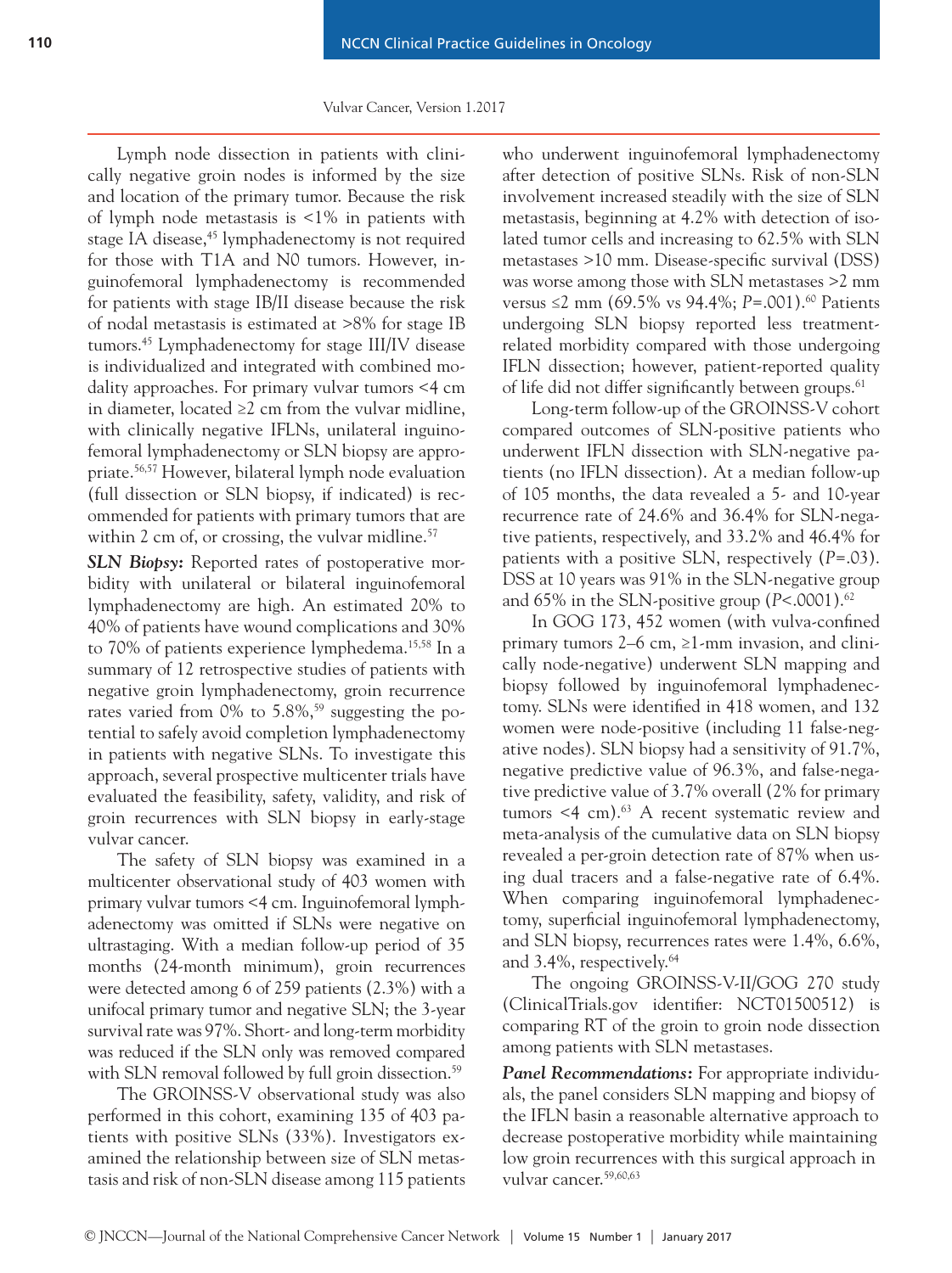Lymph node dissection in patients with clinically negative groin nodes is informed by the size and location of the primary tumor. Because the risk of lymph node metastasis is <1% in patients with stage IA disease,[45] lymphadenectomy is not required for those with T1A and N0 tumors. However, inguinofemoral lymphadenectomy is recommended for patients with stage IB/II disease because the risk of nodal metastasis is estimated at >8% for stage IB tumors.[45] Lymphadenectomy for stage III/IV disease is individualized and integrated with combined modality approaches. For primary vulvar tumors <4 cm in diameter, located ≥2 cm from the vulvar midline, with clinically negative IFLNs, unilateral inguinofemoral lymphadenectomy or SLN biopsy are appropriate.[56,57] However, bilateral lymph node evaluation (full dissection or SLN biopsy, if indicated) is recommended for patients with primary tumors that are within 2 cm of, or crossing, the vulvar midline.[57]

***SLN Biopsy:*** Reported rates of postoperative morbidity with unilateral or bilateral inguinofemoral lymphadenectomy are high. An estimated 20% to 40% of patients have wound complications and 30% to 70% of patients experience lymphedema.[15,58] In a summary of 12 retrospective studies of patients with negative groin lymphadenectomy, groin recurrence rates varied from 0% to 5.8%,[59] suggesting the potential to safely avoid completion lymphadenectomy in patients with negative SLNs. To investigate this approach, several prospective multicenter trials have evaluated the feasibility, safety, validity, and risk of groin recurrences with SLN biopsy in early-stage vulvar cancer.

The safety of SLN biopsy was examined in a multicenter observational study of 403 women with primary vulvar tumors <4 cm. Inguinofemoral lymphadenectomy was omitted if SLNs were negative on ultrastaging. With a median follow-up period of 35 months (24-month minimum), groin recurrences were detected among 6 of 259 patients (2.3%) with a unifocal primary tumor and negative SLN; the 3-year survival rate was 97%. Short- and long-term morbidity was reduced if the SLN only was removed compared with SLN removal followed by full groin dissection.[59]

The GROINSS-V observational study was also performed in this cohort, examining 135 of 403 patients with positive SLNs (33%). Investigators examined the relationship between size of SLN metastasis and risk of non-SLN disease among 115 patients who underwent inguinofemoral lymphadenectomy after detection of positive SLNs. Risk of non-SLN involvement increased steadily with the size of SLN metastasis, beginning at 4.2% with detection of isolated tumor cells and increasing to 62.5% with SLN metastases >10 mm. Disease-specific survival (DSS) was worse among those with SLN metastases >2 mm versus ≤2 mm (69.5% vs 94.4%; *P*=.001).[60] Patients undergoing SLN biopsy reported less treatment-related morbidity compared with those undergoing IFLN dissection; however, patient-reported quality of life did not differ significantly between groups.[61]

Long-term follow-up of the GROINSS-V cohort compared outcomes of SLN-positive patients who underwent IFLN dissection with SLN-negative patients (no IFLN dissection). At a median follow-up of 105 months, the data revealed a 5- and 10-year recurrence rate of 24.6% and 36.4% for SLN-negative patients, respectively, and 33.2% and 46.4% for patients with a positive SLN, respectively (*P*=.03). DSS at 10 years was 91% in the SLN-negative group and 65% in the SLN-positive group (*P*<.0001).[62]

In GOG 173, 452 women (with vulva-confined primary tumors 2–6 cm, ≥1-mm invasion, and clinically node-negative) underwent SLN mapping and biopsy followed by inguinofemoral lymphadenectomy. SLNs were identified in 418 women, and 132 women were node-positive (including 11 false-negative nodes). SLN biopsy had a sensitivity of 91.7%, negative predictive value of 96.3%, and false-negative predictive value of 3.7% overall (2% for primary tumors <4 cm).[63] A recent systematic review and meta-analysis of the cumulative data on SLN biopsy revealed a per-groin detection rate of 87% when using dual tracers and a false-negative rate of 6.4%. When comparing inguinofemoral lymphadenectomy, superficial inguinofemoral lymphadenectomy, and SLN biopsy, recurrences rates were 1.4%, 6.6%, and 3.4%, respectively.[64]

The ongoing GROINSS-V-II/GOG 270 study (ClinicalTrials.gov identifier: NCT01500512) is comparing RT of the groin to groin node dissection among patients with SLN metastases.

***Panel Recommendations:*** For appropriate individuals, the panel considers SLN mapping and biopsy of the IFLN basin a reasonable alternative approach to decrease postoperative morbidity while maintaining low groin recurrences with this surgical approach in vulvar cancer.[59,60,63]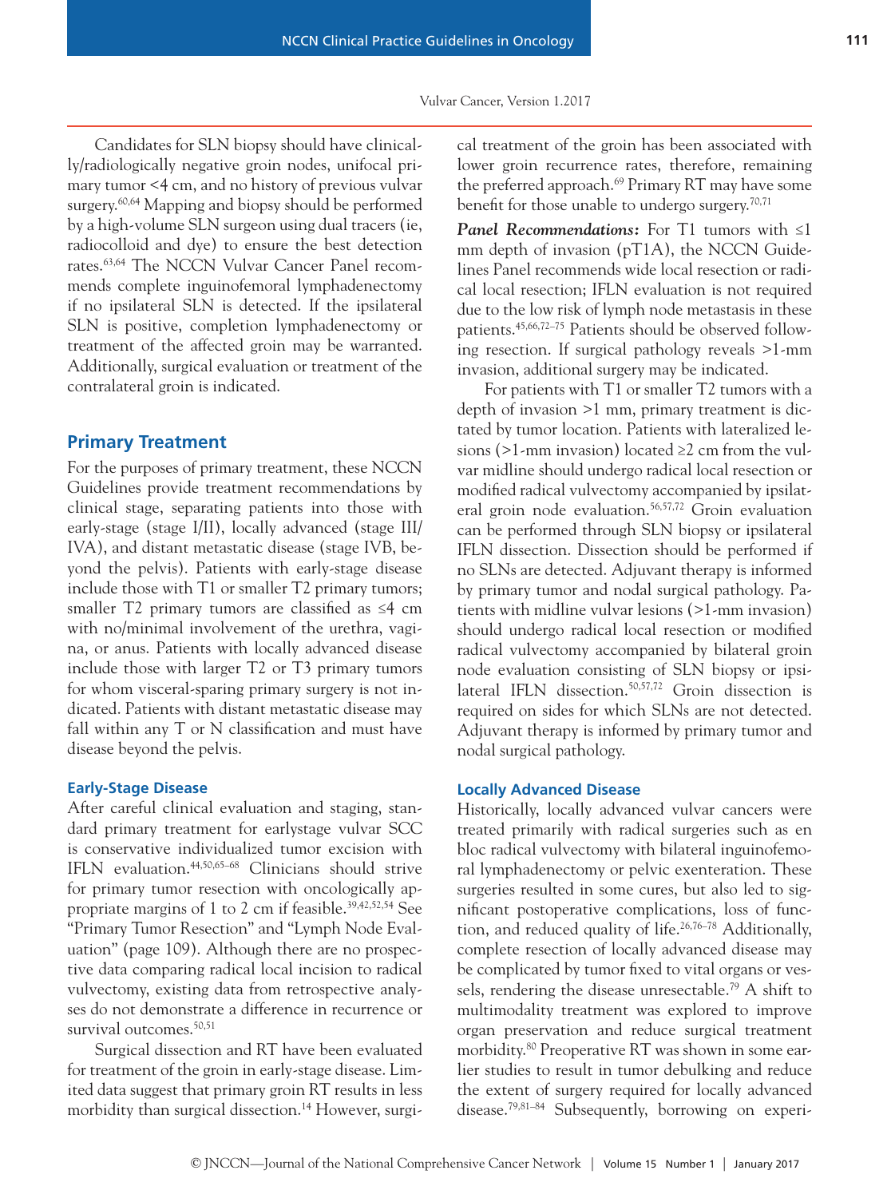Candidates for SLN biopsy should have clinically/radiologically negative groin nodes, unifocal primary tumor <4 cm, and no history of previous vulvar surgery.[60,64] Mapping and biopsy should be performed by a high-volume SLN surgeon using dual tracers (ie, radiocolloid and dye) to ensure the best detection rates.[63,64] The NCCN Vulvar Cancer Panel recommends complete inguinofemoral lymphadenectomy if no ipsilateral SLN is detected. If the ipsilateral SLN is positive, completion lymphadenectomy or treatment of the affected groin may be warranted. Additionally, surgical evaluation or treatment of the contralateral groin is indicated.

## Primary Treatment

For the purposes of primary treatment, these NCCN Guidelines provide treatment recommendations by clinical stage, separating patients into those with early-stage (stage I/II), locally advanced (stage III/IVA), and distant metastatic disease (stage IVB, beyond the pelvis). Patients with early-stage disease include those with T1 or smaller T2 primary tumors; smaller T2 primary tumors are classified as ≤4 cm with no/minimal involvement of the urethra, vagina, or anus. Patients with locally advanced disease include those with larger T2 or T3 primary tumors for whom visceral-sparing primary surgery is not indicated. Patients with distant metastatic disease may fall within any T or N classification and must have disease beyond the pelvis.

### Early-Stage Disease

After careful clinical evaluation and staging, standard primary treatment for earlystage vulvar SCC is conservative individualized tumor excision with IFLN evaluation.[44,50,65–68] Clinicians should strive for primary tumor resection with oncologically appropriate margins of 1 to 2 cm if feasible.[39,42,52,54] See "Primary Tumor Resection" and "Lymph Node Evaluation" (page 109). Although there are no prospective data comparing radical local incision to radical vulvectomy, existing data from retrospective analyses do not demonstrate a difference in recurrence or survival outcomes.[50,51]

Surgical dissection and RT have been evaluated for treatment of the groin in early-stage disease. Limited data suggest that primary groin RT results in less morbidity than surgical dissection.[14] However, surgical treatment of the groin has been associated with lower groin recurrence rates, therefore, remaining the preferred approach.[69] Primary RT may have some benefit for those unable to undergo surgery.[70,71]

***Panel Recommendations:*** For T1 tumors with ≤1 mm depth of invasion (pT1A), the NCCN Guidelines Panel recommends wide local resection or radical local resection; IFLN evaluation is not required due to the low risk of lymph node metastasis in these patients.[45,66,72–75] Patients should be observed following resection. If surgical pathology reveals >1-mm invasion, additional surgery may be indicated.

For patients with T1 or smaller T2 tumors with a depth of invasion >1 mm, primary treatment is dictated by tumor location. Patients with lateralized lesions (>1-mm invasion) located ≥2 cm from the vulvar midline should undergo radical local resection or modified radical vulvectomy accompanied by ipsilateral groin node evaluation.[56,57,72] Groin evaluation can be performed through SLN biopsy or ipsilateral IFLN dissection. Dissection should be performed if no SLNs are detected. Adjuvant therapy is informed by primary tumor and nodal surgical pathology. Patients with midline vulvar lesions (>1-mm invasion) should undergo radical local resection or modified radical vulvectomy accompanied by bilateral groin node evaluation consisting of SLN biopsy or ipsilateral IFLN dissection.[50,57,72] Groin dissection is required on sides for which SLNs are not detected. Adjuvant therapy is informed by primary tumor and nodal surgical pathology.

### Locally Advanced Disease

Historically, locally advanced vulvar cancers were treated primarily with radical surgeries such as en bloc radical vulvectomy with bilateral inguinofemoral lymphadenectomy or pelvic exenteration. These surgeries resulted in some cures, but also led to significant postoperative complications, loss of function, and reduced quality of life.[26,76–78] Additionally, complete resection of locally advanced disease may be complicated by tumor fixed to vital organs or vessels, rendering the disease unresectable.[79] A shift to multimodality treatment was explored to improve organ preservation and reduce surgical treatment morbidity.[80] Preoperative RT was shown in some earlier studies to result in tumor debulking and reduce the extent of surgery required for locally advanced disease.[79,81–84] Subsequently, borrowing on experi-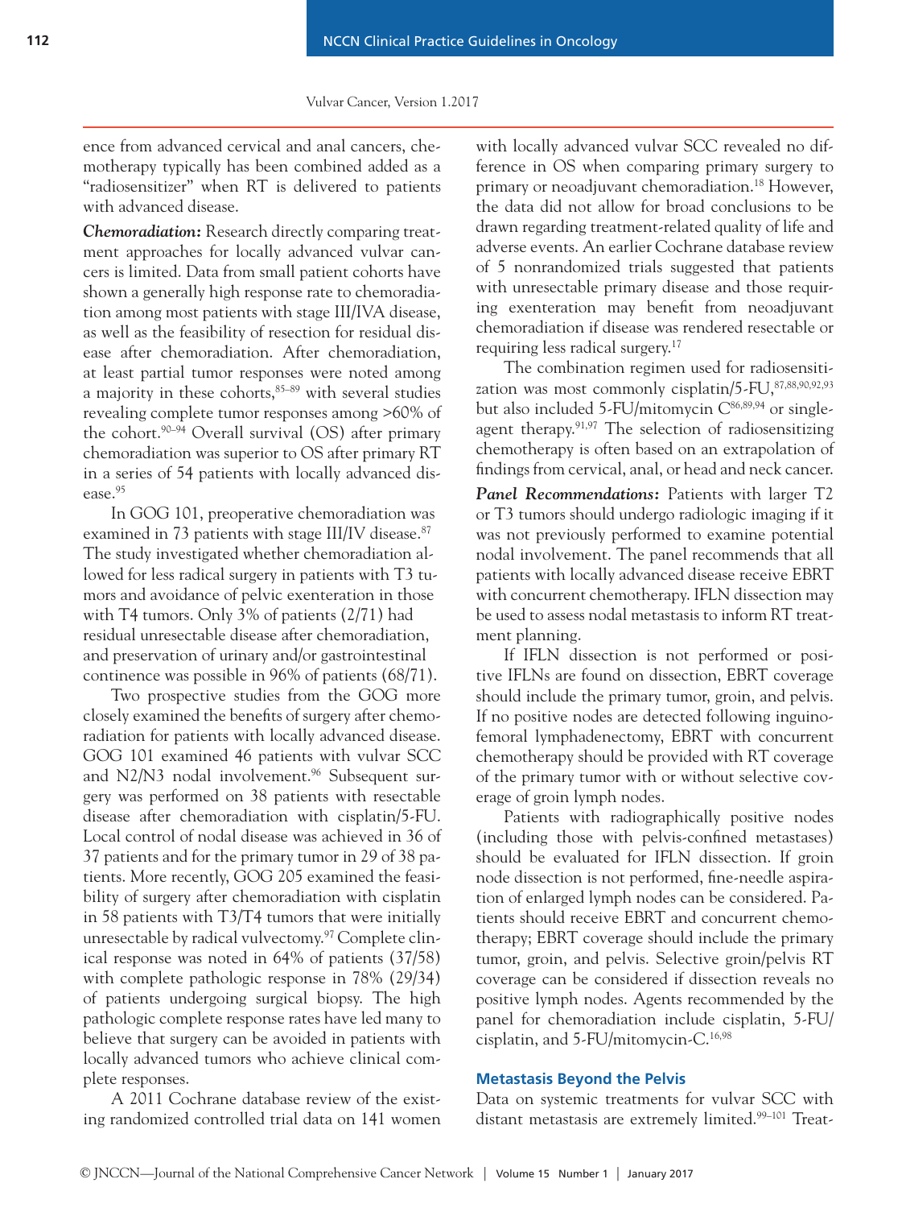ence from advanced cervical and anal cancers, chemotherapy typically has been combined added as a "radiosensitizer" when RT is delivered to patients with advanced disease.

***Chemoradiation:*** Research directly comparing treatment approaches for locally advanced vulvar cancers is limited. Data from small patient cohorts have shown a generally high response rate to chemoradiation among most patients with stage III/IVA disease, as well as the feasibility of resection for residual disease after chemoradiation. After chemoradiation, at least partial tumor responses were noted among a majority in these cohorts,[85–89] with several studies revealing complete tumor responses among >60% of the cohort.[90–94] Overall survival (OS) after primary chemoradiation was superior to OS after primary RT in a series of 54 patients with locally advanced disease.[95]

In GOG 101, preoperative chemoradiation was examined in 73 patients with stage III/IV disease.[87] The study investigated whether chemoradiation allowed for less radical surgery in patients with T3 tumors and avoidance of pelvic exenteration in those with T4 tumors. Only 3% of patients (2/71) had residual unresectable disease after chemoradiation, and preservation of urinary and/or gastrointestinal continence was possible in 96% of patients (68/71).

Two prospective studies from the GOG more closely examined the benefits of surgery after chemoradiation for patients with locally advanced disease. GOG 101 examined 46 patients with vulvar SCC and N2/N3 nodal involvement.[96] Subsequent surgery was performed on 38 patients with resectable disease after chemoradiation with cisplatin/5-FU. Local control of nodal disease was achieved in 36 of 37 patients and for the primary tumor in 29 of 38 patients. More recently, GOG 205 examined the feasibility of surgery after chemoradiation with cisplatin in 58 patients with T3/T4 tumors that were initially unresectable by radical vulvectomy.[97] Complete clinical response was noted in 64% of patients (37/58) with complete pathologic response in 78% (29/34) of patients undergoing surgical biopsy. The high pathologic complete response rates have led many to believe that surgery can be avoided in patients with locally advanced tumors who achieve clinical complete responses.

A 2011 Cochrane database review of the existing randomized controlled trial data on 141 women with locally advanced vulvar SCC revealed no difference in OS when comparing primary surgery to primary or neoadjuvant chemoradiation.[18] However, the data did not allow for broad conclusions to be drawn regarding treatment-related quality of life and adverse events. An earlier Cochrane database review of 5 nonrandomized trials suggested that patients with unresectable primary disease and those requiring exenteration may benefit from neoadjuvant chemoradiation if disease was rendered resectable or requiring less radical surgery.[17]

The combination regimen used for radiosensitization was most commonly cisplatin/5-FU,[87,88,90,92,93] but also included 5-FU/mitomycin C[86,89,94] or single-agent therapy.[91,97] The selection of radiosensitizing chemotherapy is often based on an extrapolation of findings from cervical, anal, or head and neck cancer.

***Panel Recommendations:*** Patients with larger T2 or T3 tumors should undergo radiologic imaging if it was not previously performed to examine potential nodal involvement. The panel recommends that all patients with locally advanced disease receive EBRT with concurrent chemotherapy. IFLN dissection may be used to assess nodal metastasis to inform RT treatment planning.

If IFLN dissection is not performed or positive IFLNs are found on dissection, EBRT coverage should include the primary tumor, groin, and pelvis. If no positive nodes are detected following inguinofemoral lymphadenectomy, EBRT with concurrent chemotherapy should be provided with RT coverage of the primary tumor with or without selective coverage of groin lymph nodes.

Patients with radiographically positive nodes (including those with pelvis-confined metastases) should be evaluated for IFLN dissection. If groin node dissection is not performed, fine-needle aspiration of enlarged lymph nodes can be considered. Patients should receive EBRT and concurrent chemotherapy; EBRT coverage should include the primary tumor, groin, and pelvis. Selective groin/pelvis RT coverage can be considered if dissection reveals no positive lymph nodes. Agents recommended by the panel for chemoradiation include cisplatin, 5-FU/cisplatin, and 5-FU/mitomycin-C.[16,98]

## Metastasis Beyond the Pelvis

Data on systemic treatments for vulvar SCC with distant metastasis are extremely limited.[99–101] Treat-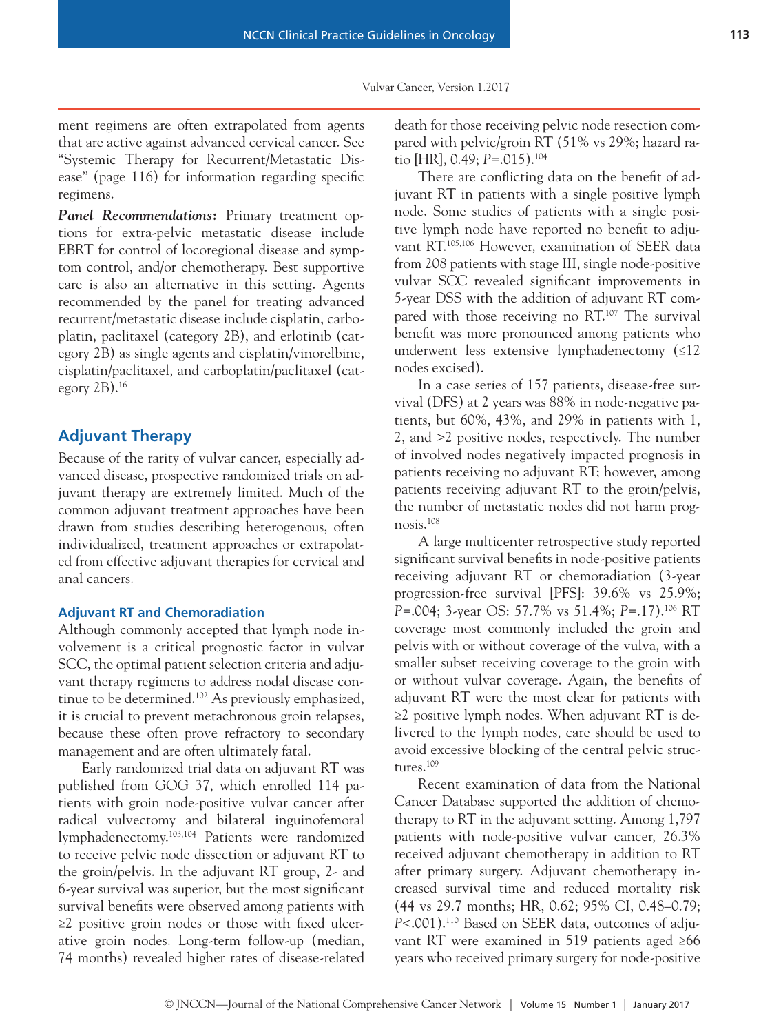ment regimens are often extrapolated from agents that are active against advanced cervical cancer. See "Systemic Therapy for Recurrent/Metastatic Disease" (page 116) for information regarding specific regimens.

***Panel Recommendations:*** Primary treatment options for extra-pelvic metastatic disease include EBRT for control of locoregional disease and symptom control, and/or chemotherapy. Best supportive care is also an alternative in this setting. Agents recommended by the panel for treating advanced recurrent/metastatic disease include cisplatin, carboplatin, paclitaxel (category 2B), and erlotinib (category 2B) as single agents and cisplatin/vinorelbine, cisplatin/paclitaxel, and carboplatin/paclitaxel (category 2B).[16]

## Adjuvant Therapy

Because of the rarity of vulvar cancer, especially advanced disease, prospective randomized trials on adjuvant therapy are extremely limited. Much of the common adjuvant treatment approaches have been drawn from studies describing heterogenous, often individualized, treatment approaches or extrapolated from effective adjuvant therapies for cervical and anal cancers.

### Adjuvant RT and Chemoradiation

Although commonly accepted that lymph node involvement is a critical prognostic factor in vulvar SCC, the optimal patient selection criteria and adjuvant therapy regimens to address nodal disease continue to be determined.[102] As previously emphasized, it is crucial to prevent metachronous groin relapses, because these often prove refractory to secondary management and are often ultimately fatal.

Early randomized trial data on adjuvant RT was published from GOG 37, which enrolled 114 patients with groin node-positive vulvar cancer after radical vulvectomy and bilateral inguinofemoral lymphadenectomy.[103,104] Patients were randomized to receive pelvic node dissection or adjuvant RT to the groin/pelvis. In the adjuvant RT group, 2- and 6-year survival was superior, but the most significant survival benefits were observed among patients with ≥2 positive groin nodes or those with fixed ulcerative groin nodes. Long-term follow-up (median, 74 months) revealed higher rates of disease-related death for those receiving pelvic node resection compared with pelvic/groin RT (51% vs 29%; hazard ratio [HR], 0.49; $P$=.015).[104]

There are conflicting data on the benefit of adjuvant RT in patients with a single positive lymph node. Some studies of patients with a single positive lymph node have reported no benefit to adjuvant RT.[105,106] However, examination of SEER data from 208 patients with stage III, single node-positive vulvar SCC revealed significant improvements in 5-year DSS with the addition of adjuvant RT compared with those receiving no RT.[107] The survival benefit was more pronounced among patients who underwent less extensive lymphadenectomy (≤12 nodes excised).

In a case series of 157 patients, disease-free survival (DFS) at 2 years was 88% in node-negative patients, but 60%, 43%, and 29% in patients with 1, 2, and >2 positive nodes, respectively. The number of involved nodes negatively impacted prognosis in patients receiving no adjuvant RT; however, among patients receiving adjuvant RT to the groin/pelvis, the number of metastatic nodes did not harm prognosis.[108]

A large multicenter retrospective study reported significant survival benefits in node-positive patients receiving adjuvant RT or chemoradiation (3-year progression-free survival [PFS]: 39.6% vs 25.9%; $P$=.004; 3-year OS: 57.7% vs 51.4%; $P$=.17).[106] RT coverage most commonly included the groin and pelvis with or without coverage of the vulva, with a smaller subset receiving coverage to the groin with or without vulvar coverage. Again, the benefits of adjuvant RT were the most clear for patients with ≥2 positive lymph nodes. When adjuvant RT is delivered to the lymph nodes, care should be used to avoid excessive blocking of the central pelvic structures.[109]

Recent examination of data from the National Cancer Database supported the addition of chemotherapy to RT in the adjuvant setting. Among 1,797 patients with node-positive vulvar cancer, 26.3% received adjuvant chemotherapy in addition to RT after primary surgery. Adjuvant chemotherapy increased survival time and reduced mortality risk (44 vs 29.7 months; HR, 0.62; 95% CI, 0.48–0.79; $P$<.001).[110] Based on SEER data, outcomes of adjuvant RT were examined in 519 patients aged ≥66 years who received primary surgery for node-positive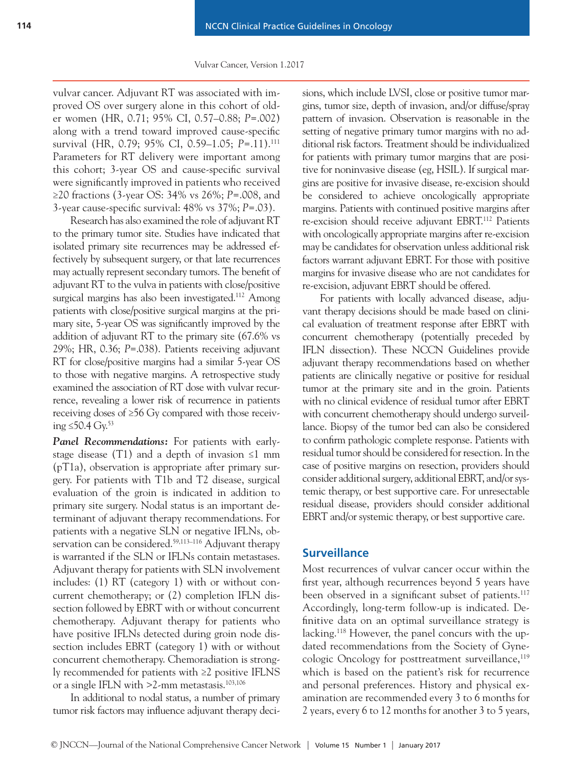vulvar cancer. Adjuvant RT was associated with improved OS over surgery alone in this cohort of older women (HR, 0.71; 95% CI, 0.57–0.88; *P*=.002) along with a trend toward improved cause-specific survival (HR, 0.79; 95% CI, 0.59–1.05; *P*=.11).[111] Parameters for RT delivery were important among this cohort; 3-year OS and cause-specific survival were significantly improved in patients who received ≥20 fractions (3-year OS: 34% vs 26%; *P*=.008, and 3-year cause-specific survival: 48% vs 37%; *P*=.03).

Research has also examined the role of adjuvant RT to the primary tumor site. Studies have indicated that isolated primary site recurrences may be addressed effectively by subsequent surgery, or that late recurrences may actually represent secondary tumors. The benefit of adjuvant RT to the vulva in patients with close/positive surgical margins has also been investigated.[112] Among patients with close/positive surgical margins at the primary site, 5-year OS was significantly improved by the addition of adjuvant RT to the primary site (67.6% vs 29%; HR, 0.36; *P*=.038). Patients receiving adjuvant RT for close/positive margins had a similar 5-year OS to those with negative margins. A retrospective study examined the association of RT dose with vulvar recurrence, revealing a lower risk of recurrence in patients receiving doses of ≥56 Gy compared with those receiving ≤50.4 Gy.[53]

***Panel Recommendations:*** For patients with early-stage disease (T1) and a depth of invasion ≤1 mm (pT1a), observation is appropriate after primary surgery. For patients with T1b and T2 disease, surgical evaluation of the groin is indicated in addition to primary site surgery. Nodal status is an important determinant of adjuvant therapy recommendations. For patients with a negative SLN or negative IFLNs, observation can be considered.[59,113–116] Adjuvant therapy is warranted if the SLN or IFLNs contain metastases. Adjuvant therapy for patients with SLN involvement includes: (1) RT (category 1) with or without concurrent chemotherapy; or (2) completion IFLN dissection followed by EBRT with or without concurrent chemotherapy. Adjuvant therapy for patients who have positive IFLNs detected during groin node dissection includes EBRT (category 1) with or without concurrent chemotherapy. Chemoradiation is strongly recommended for patients with ≥2 positive IFLNS or a single IFLN with >2-mm metastasis.[103,106]

In additional to nodal status, a number of primary tumor risk factors may influence adjuvant therapy decisions, which include LVSI, close or positive tumor margins, tumor size, depth of invasion, and/or diffuse/spray pattern of invasion. Observation is reasonable in the setting of negative primary tumor margins with no additional risk factors. Treatment should be individualized for patients with primary tumor margins that are positive for noninvasive disease (eg, HSIL). If surgical margins are positive for invasive disease, re-excision should be considered to achieve oncologically appropriate margins. Patients with continued positive margins after re-excision should receive adjuvant EBRT.[112] Patients with oncologically appropriate margins after re-excision may be candidates for observation unless additional risk factors warrant adjuvant EBRT. For those with positive margins for invasive disease who are not candidates for re-excision, adjuvant EBRT should be offered.

For patients with locally advanced disease, adjuvant therapy decisions should be made based on clinical evaluation of treatment response after EBRT with concurrent chemotherapy (potentially preceded by IFLN dissection). These NCCN Guidelines provide adjuvant therapy recommendations based on whether patients are clinically negative or positive for residual tumor at the primary site and in the groin. Patients with no clinical evidence of residual tumor after EBRT with concurrent chemotherapy should undergo surveillance. Biopsy of the tumor bed can also be considered to confirm pathologic complete response. Patients with residual tumor should be considered for resection. In the case of positive margins on resection, providers should consider additional surgery, additional EBRT, and/or systemic therapy, or best supportive care. For unresectable residual disease, providers should consider additional EBRT and/or systemic therapy, or best supportive care.

## Surveillance

Most recurrences of vulvar cancer occur within the first year, although recurrences beyond 5 years have been observed in a significant subset of patients.[117] Accordingly, long-term follow-up is indicated. Definitive data on an optimal surveillance strategy is lacking.[118] However, the panel concurs with the updated recommendations from the Society of Gynecologic Oncology for posttreatment surveillance,[119] which is based on the patient's risk for recurrence and personal preferences. History and physical examination are recommended every 3 to 6 months for 2 years, every 6 to 12 months for another 3 to 5 years,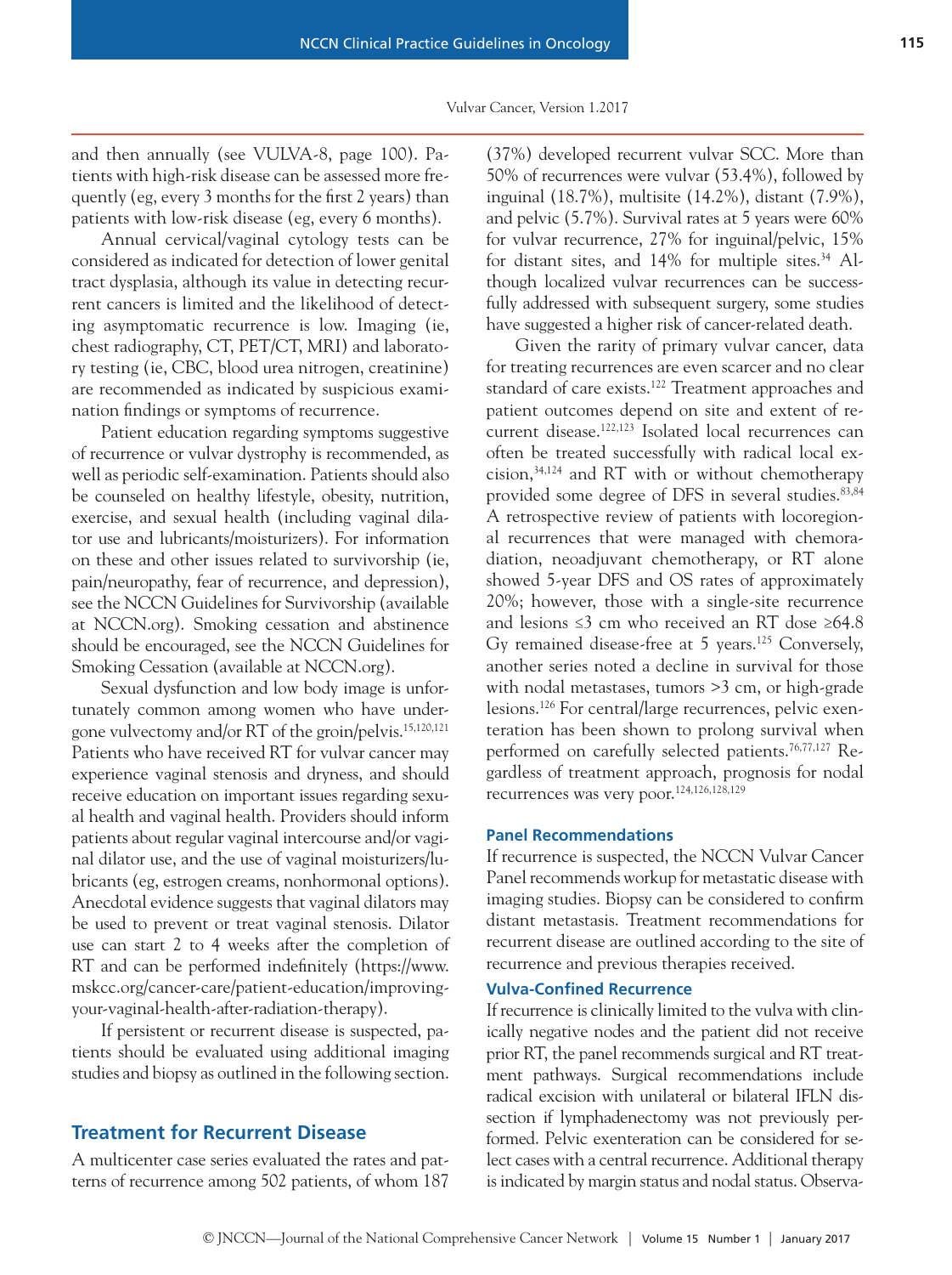and then annually (see VULVA-8, page 100). Patients with high-risk disease can be assessed more frequently (eg, every 3 months for the first 2 years) than patients with low-risk disease (eg, every 6 months).

Annual cervical/vaginal cytology tests can be considered as indicated for detection of lower genital tract dysplasia, although its value in detecting recurrent cancers is limited and the likelihood of detecting asymptomatic recurrence is low. Imaging (ie, chest radiography, CT, PET/CT, MRI) and laboratory testing (ie, CBC, blood urea nitrogen, creatinine) are recommended as indicated by suspicious examination findings or symptoms of recurrence.

Patient education regarding symptoms suggestive of recurrence or vulvar dystrophy is recommended, as well as periodic self-examination. Patients should also be counseled on healthy lifestyle, obesity, nutrition, exercise, and sexual health (including vaginal dilator use and lubricants/moisturizers). For information on these and other issues related to survivorship (ie, pain/neuropathy, fear of recurrence, and depression), see the NCCN Guidelines for Survivorship (available at NCCN.org). Smoking cessation and abstinence should be encouraged, see the NCCN Guidelines for Smoking Cessation (available at NCCN.org).

Sexual dysfunction and low body image is unfortunately common among women who have undergone vulvectomy and/or RT of the groin/pelvis.[15,120,121] Patients who have received RT for vulvar cancer may experience vaginal stenosis and dryness, and should receive education on important issues regarding sexual health and vaginal health. Providers should inform patients about regular vaginal intercourse and/or vaginal dilator use, and the use of vaginal moisturizers/lubricants (eg, estrogen creams, nonhormonal options). Anecdotal evidence suggests that vaginal dilators may be used to prevent or treat vaginal stenosis. Dilator use can start 2 to 4 weeks after the completion of RT and can be performed indefinitely (https://www.mskcc.org/cancer-care/patient-education/improving-your-vaginal-health-after-radiation-therapy).

If persistent or recurrent disease is suspected, patients should be evaluated using additional imaging studies and biopsy as outlined in the following section.

## Treatment for Recurrent Disease

A multicenter case series evaluated the rates and patterns of recurrence among 502 patients, of whom 187 (37%) developed recurrent vulvar SCC. More than 50% of recurrences were vulvar (53.4%), followed by inguinal (18.7%), multisite (14.2%), distant (7.9%), and pelvic (5.7%). Survival rates at 5 years were 60% for vulvar recurrence, 27% for inguinal/pelvic, 15% for distant sites, and 14% for multiple sites.[34] Although localized vulvar recurrences can be successfully addressed with subsequent surgery, some studies have suggested a higher risk of cancer-related death.

Given the rarity of primary vulvar cancer, data for treating recurrences are even scarcer and no clear standard of care exists.[122] Treatment approaches and patient outcomes depend on site and extent of recurrent disease.[122,123] Isolated local recurrences can often be treated successfully with radical local excision,[34,124] and RT with or without chemotherapy provided some degree of DFS in several studies.[83,84] A retrospective review of patients with locoregional recurrences that were managed with chemoradiation, neoadjuvant chemotherapy, or RT alone showed 5-year DFS and OS rates of approximately 20%; however, those with a single-site recurrence and lesions ≤3 cm who received an RT dose ≥64.8 Gy remained disease-free at 5 years.[125] Conversely, another series noted a decline in survival for those with nodal metastases, tumors >3 cm, or high-grade lesions.[126] For central/large recurrences, pelvic exenteration has been shown to prolong survival when performed on carefully selected patients.[76,77,127] Regardless of treatment approach, prognosis for nodal recurrences was very poor.[124,126,128,129]

### Panel Recommendations

If recurrence is suspected, the NCCN Vulvar Cancer Panel recommends workup for metastatic disease with imaging studies. Biopsy can be considered to confirm distant metastasis. Treatment recommendations for recurrent disease are outlined according to the site of recurrence and previous therapies received.

### Vulva-Confined Recurrence

If recurrence is clinically limited to the vulva with clinically negative nodes and the patient did not receive prior RT, the panel recommends surgical and RT treatment pathways. Surgical recommendations include radical excision with unilateral or bilateral IFLN dissection if lymphadenectomy was not previously performed. Pelvic exenteration can be considered for select cases with a central recurrence. Additional therapy is indicated by margin status and nodal status. Observa-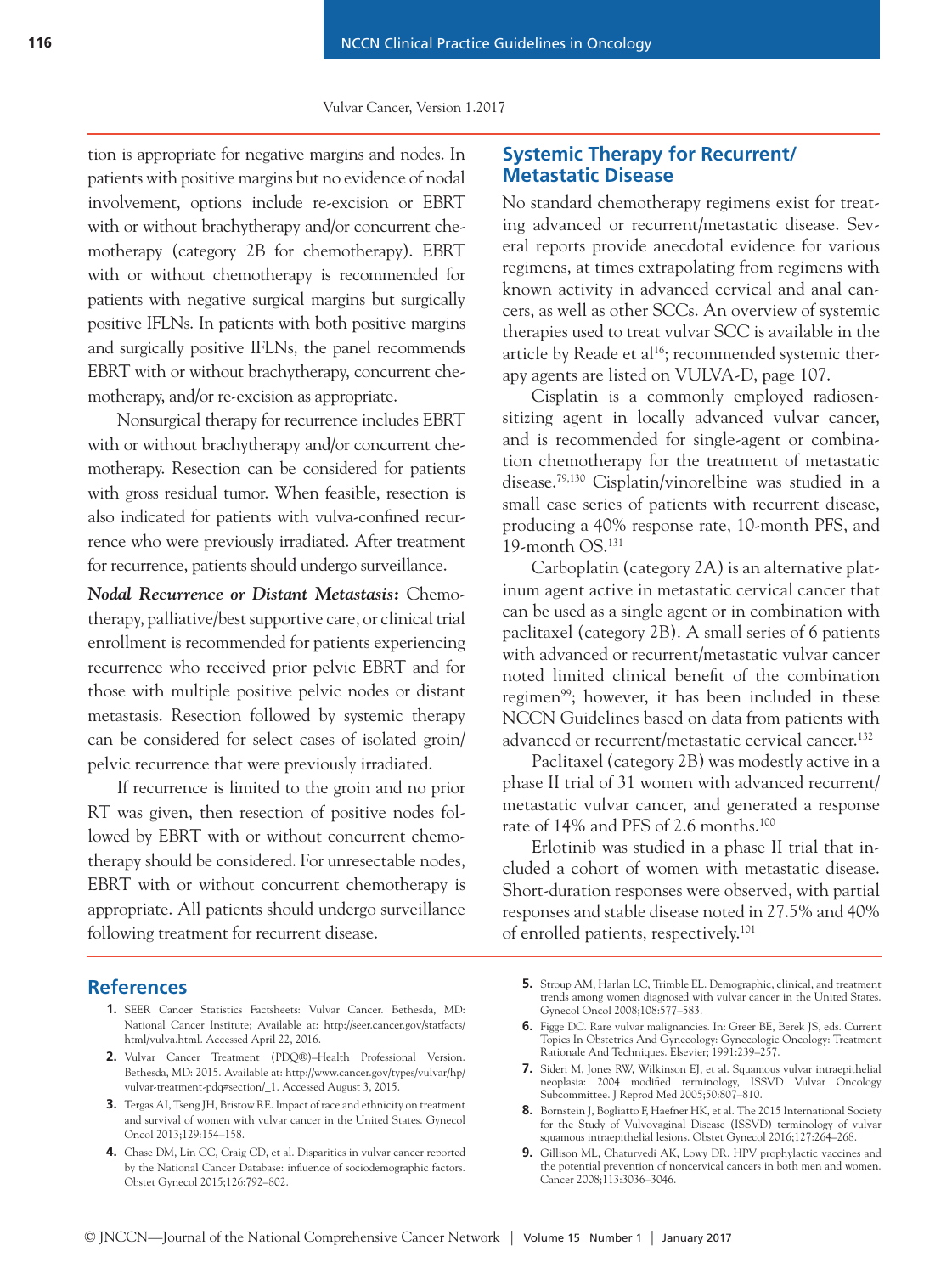tion is appropriate for negative margins and nodes. In patients with positive margins but no evidence of nodal involvement, options include re-excision or EBRT with or without brachytherapy and/or concurrent chemotherapy (category 2B for chemotherapy). EBRT with or without chemotherapy is recommended for patients with negative surgical margins but surgically positive IFLNs. In patients with both positive margins and surgically positive IFLNs, the panel recommends EBRT with or without brachytherapy, concurrent chemotherapy, and/or re-excision as appropriate.

Nonsurgical therapy for recurrence includes EBRT with or without brachytherapy and/or concurrent chemotherapy. Resection can be considered for patients with gross residual tumor. When feasible, resection is also indicated for patients with vulva-confined recurrence who were previously irradiated. After treatment for recurrence, patients should undergo surveillance.

***Nodal Recurrence or Distant Metastasis:*** Chemotherapy, palliative/best supportive care, or clinical trial enrollment is recommended for patients experiencing recurrence who received prior pelvic EBRT and for those with multiple positive pelvic nodes or distant metastasis. Resection followed by systemic therapy can be considered for select cases of isolated groin/pelvic recurrence that were previously irradiated.

If recurrence is limited to the groin and no prior RT was given, then resection of positive nodes followed by EBRT with or without concurrent chemotherapy should be considered. For unresectable nodes, EBRT with or without concurrent chemotherapy is appropriate. All patients should undergo surveillance following treatment for recurrent disease.

## Systemic Therapy for Recurrent/Metastatic Disease

No standard chemotherapy regimens exist for treating advanced or recurrent/metastatic disease. Several reports provide anecdotal evidence for various regimens, at times extrapolating from regimens with known activity in advanced cervical and anal cancers, as well as other SCCs. An overview of systemic therapies used to treat vulvar SCC is available in the article by Reade et al[16]; recommended systemic therapy agents are listed on VULVA-D, page 107.

Cisplatin is a commonly employed radiosensitizing agent in locally advanced vulvar cancer, and is recommended for single-agent or combination chemotherapy for the treatment of metastatic disease.[79,130] Cisplatin/vinorelbine was studied in a small case series of patients with recurrent disease, producing a 40% response rate, 10-month PFS, and 19-month OS.[131]

Carboplatin (category 2A) is an alternative platinum agent active in metastatic cervical cancer that can be used as a single agent or in combination with paclitaxel (category 2B). A small series of 6 patients with advanced or recurrent/metastatic vulvar cancer noted limited clinical benefit of the combination regimen[99]; however, it has been included in these NCCN Guidelines based on data from patients with advanced or recurrent/metastatic cervical cancer.[132]

Paclitaxel (category 2B) was modestly active in a phase II trial of 31 women with advanced recurrent/metastatic vulvar cancer, and generated a response rate of 14% and PFS of 2.6 months.[100]

Erlotinib was studied in a phase II trial that included a cohort of women with metastatic disease. Short-duration responses were observed, with partial responses and stable disease noted in 27.5% and 40% of enrolled patients, respectively.[101]

## References

1. SEER Cancer Statistics Factsheets: Vulvar Cancer. Bethesda, MD: National Cancer Institute; Available at: http://seer.cancer.gov/statfacts/html/vulva.html. Accessed April 22, 2016.
2. Vulvar Cancer Treatment (PDQ®)–Health Professional Version. Bethesda, MD: 2015. Available at: http://www.cancer.gov/types/vulvar/hp/vulvar-treatment-pdq#section/_1. Accessed August 3, 2015.
3. Tergas AI, Tseng JH, Bristow RE. Impact of race and ethnicity on treatment and survival of women with vulvar cancer in the United States. Gynecol Oncol 2013;129:154–158.
4. Chase DM, Lin CC, Craig CD, et al. Disparities in vulvar cancer reported by the National Cancer Database: influence of sociodemographic factors. Obstet Gynecol 2015;126:792–802.
5. Stroup AM, Harlan LC, Trimble EL. Demographic, clinical, and treatment trends among women diagnosed with vulvar cancer in the United States. Gynecol Oncol 2008;108:577–583.
6. Figge DC. Rare vulvar malignancies. In: Greer BE, Berek JS, eds. Current Topics In Obstetrics And Gynecology: Gynecologic Oncology: Treatment Rationale And Techniques. Elsevier; 1991:239–257.
7. Sideri M, Jones RW, Wilkinson EJ, et al. Squamous vulvar intraepithelial neoplasia: 2004 modified terminology, ISSVD Vulvar Oncology Subcommittee. J Reprod Med 2005;50:807–810.
8. Bornstein J, Bogliatto F, Haefner HK, et al. The 2015 International Society for the Study of Vulvovaginal Disease (ISSVD) terminology of vulvar squamous intraepithelial lesions. Obstet Gynecol 2016;127:264–268.
9. Gillison ML, Chaturvedi AK, Lowy DR. HPV prophylactic vaccines and the potential prevention of noncervical cancers in both men and women. Cancer 2008;113:3036–3046.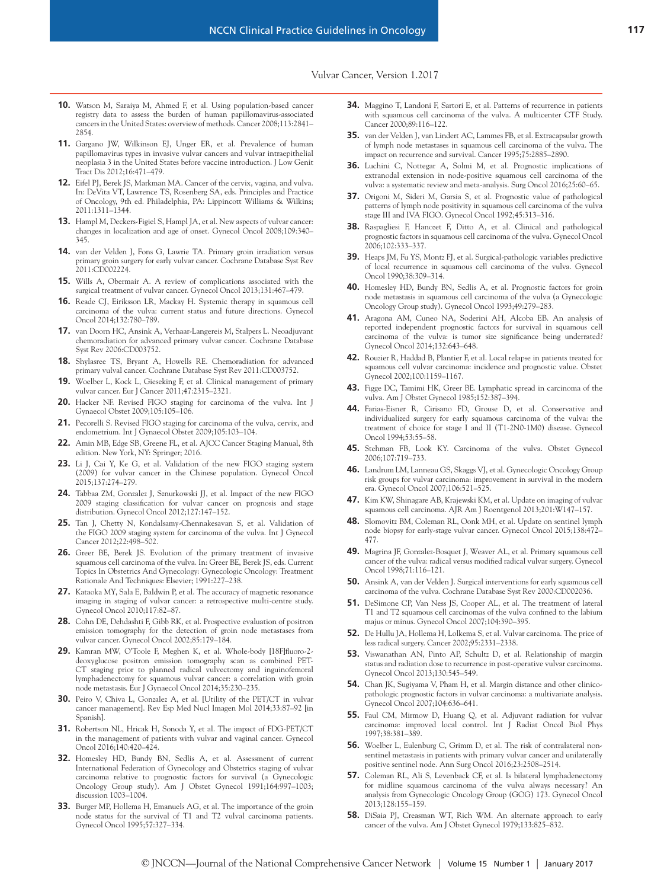10. Watson M, Saraiya M, Ahmed F, et al. Using population-based cancer registry data to assess the burden of human papillomavirus-associated cancers in the United States: overview of methods. Cancer 2008;113:2841–2854.
11. Gargano JW, Wilkinson EJ, Unger ER, et al. Prevalence of human papillomavirus types in invasive vulvar cancers and vulvar intraepithelial neoplasia 3 in the United States before vaccine introduction. J Low Genit Tract Dis 2012;16:471–479.
12. Eifel PJ, Berek JS, Markman MA. Cancer of the cervix, vagina, and vulva. In: DeVita VT, Lawrence TS, Rosenberg SA, eds. Principles and Practice of Oncology, 9th ed. Philadelphia, PA: Lippincott Williams & Wilkins; 2011:1311–1344.
13. Hampl M, Deckers-Figiel S, Hampl JA, et al. New aspects of vulvar cancer: changes in localization and age of onset. Gynecol Oncol 2008;109:340–345.
14. van der Velden J, Fons G, Lawrie TA. Primary groin irradiation versus primary groin surgery for early vulvar cancer. Cochrane Database Syst Rev 2011:CD002224.
15. Wills A, Obermair A. A review of complications associated with the surgical treatment of vulvar cancer. Gynecol Oncol 2013;131:467–479.
16. Reade CJ, Eiriksson LR, Mackay H. Systemic therapy in squamous cell carcinoma of the vulva: current status and future directions. Gynecol Oncol 2014;132:780–789.
17. van Doorn HC, Ansink A, Verhaar-Langereis M, Stalpers L. Neoadjuvant chemoradiation for advanced primary vulvar cancer. Cochrane Database Syst Rev 2006:CD003752.
18. Shylasree TS, Bryant A, Howells RE. Chemoradiation for advanced primary vulval cancer. Cochrane Database Syst Rev 2011:CD003752.
19. Woelber L, Kock L, Gieseking F, et al. Clinical management of primary vulvar cancer. Eur J Cancer 2011;47:2315–2321.
20. Hacker NF. Revised FIGO staging for carcinoma of the vulva. Int J Gynaecol Obstet 2009;105:105–106.
21. Pecorelli S. Revised FIGO staging for carcinoma of the vulva, cervix, and endometrium. Int J Gynaecol Obstet 2009;105:103–104.
22. Amin MB, Edge SB, Greene FL, et al. AJCC Cancer Staging Manual, 8th edition. New York, NY: Springer; 2016.
23. Li J, Cai Y, Ke G, et al. Validation of the new FIGO staging system (2009) for vulvar cancer in the Chinese population. Gynecol Oncol 2015;137:274–279.
24. Tabbaa ZM, Gonzalez J, Sznurkowski JJ, et al. Impact of the new FIGO 2009 staging classification for vulvar cancer on prognosis and stage distribution. Gynecol Oncol 2012;127:147–152.
25. Tan J, Chetty N, Kondalsamy-Chennakesavan S, et al. Validation of the FIGO 2009 staging system for carcinoma of the vulva. Int J Gynecol Cancer 2012;22:498–502.
26. Greer BE, Berek JS. Evolution of the primary treatment of invasive squamous cell carcinoma of the vulva. In: Greer BE, Berek JS, eds. Current Topics In Obstetrics And Gynecology: Gynecologic Oncology: Treatment Rationale And Techniques: Elsevier; 1991:227–238.
27. Kataoka MY, Sala E, Baldwin P, et al. The accuracy of magnetic resonance imaging in staging of vulvar cancer: a retrospective multi-centre study. Gynecol Oncol 2010;117:82–87.
28. Cohn DE, Dehdashti F, Gibb RK, et al. Prospective evaluation of positron emission tomography for the detection of groin node metastases from vulvar cancer. Gynecol Oncol 2002;85:179–184.
29. Kamran MW, O'Toole F, Meghen K, et al. Whole-body [18F]fluoro-2-deoxyglucose positron emission tomography scan as combined PET-CT staging prior to planned radical vulvectomy and inguinofemoral lymphadenectomy for squamous vulvar cancer: a correlation with groin node metastasis. Eur J Gynaecol Oncol 2014;35:230–235.
30. Peiro V, Chiva L, Gonzalez A, et al. [Utility of the PET/CT in vulvar cancer management]. Rev Esp Med Nucl Imagen Mol 2014;33:87–92 [in Spanish].
31. Robertson NL, Hricak H, Sonoda Y, et al. The impact of FDG-PET/CT in the management of patients with vulvar and vaginal cancer. Gynecol Oncol 2016;140:420–424.
32. Homesley HD, Bundy BN, Sedlis A, et al. Assessment of current International Federation of Gynecology and Obstetrics staging of vulvar carcinoma relative to prognostic factors for survival (a Gynecologic Oncology Group study). Am J Obstet Gynecol 1991;164:997–1003; discussion 1003–1004.
33. Burger MP, Hollema H, Emanuels AG, et al. The importance of the groin node status for the survival of T1 and T2 vulval carcinoma patients. Gynecol Oncol 1995;57:327–334.
34. Maggino T, Landoni F, Sartori E, et al. Patterns of recurrence in patients with squamous cell carcinoma of the vulva. A multicenter CTF Study. Cancer 2000;89:116–122.
35. van der Velden J, van Lindert AC, Lammes FB, et al. Extracapsular growth of lymph node metastases in squamous cell carcinoma of the vulva. The impact on recurrence and survival. Cancer 1995;75:2885–2890.
36. Luchini C, Nottegar A, Solmi M, et al. Prognostic implications of extranodal extension in node-positive squamous cell carcinoma of the vulva: a systematic review and meta-analysis. Surg Oncol 2016;25:60–65.
37. Origoni M, Sideri M, Garsia S, et al. Prognostic value of pathological patterns of lymph node positivity in squamous cell carcinoma of the vulva stage III and IVA FIGO. Gynecol Oncol 1992;45:313–316.
38. Raspagliesi F, Hanozet F, Ditto A, et al. Clinical and pathological prognostic factors in squamous cell carcinoma of the vulva. Gynecol Oncol 2006;102:333–337.
39. Heaps JM, Fu YS, Montz FJ, et al. Surgical-pathologic variables predictive of local recurrence in squamous cell carcinoma of the vulva. Gynecol Oncol 1990;38:309–314.
40. Homesley HD, Bundy BN, Sedlis A, et al. Prognostic factors for groin node metastasis in squamous cell carcinoma of the vulva (a Gynecologic Oncology Group study). Gynecol Oncol 1993;49:279–283.
41. Aragona AM, Cuneo NA, Soderini AH, Alcoba EB. An analysis of reported independent prognostic factors for survival in squamous cell carcinoma of the vulva: is tumor size significance being underrated? Gynecol Oncol 2014;132:643–648.
42. Rouzier R, Haddad B, Plantier F, et al. Local relapse in patients treated for squamous cell vulvar carcinoma: incidence and prognostic value. Obstet Gynecol 2002;100:1159–1167.
43. Figge DC, Tamimi HK, Greer BE. Lymphatic spread in carcinoma of the vulva. Am J Obstet Gynecol 1985;152:387–394.
44. Farias-Eisner R, Cirisano FD, Grouse D, et al. Conservative and individualized surgery for early squamous carcinoma of the vulva: the treatment of choice for stage I and II (T1-2N0-1M0) disease. Gynecol Oncol 1994;53:55–58.
45. Stehman FB, Look KY. Carcinoma of the vulva. Obstet Gynecol 2006;107:719–733.
46. Landrum LM, Lanneau GS, Skaggs VJ, et al. Gynecologic Oncology Group risk groups for vulvar carcinoma: improvement in survival in the modern era. Gynecol Oncol 2007;106:521–525.
47. Kim KW, Shinagare AB, Krajewski KM, et al. Update on imaging of vulvar squamous cell carcinoma. AJR Am J Roentgenol 2013;201:W147–157.
48. Slomovitz BM, Coleman RL, Oonk MH, et al. Update on sentinel lymph node biopsy for early-stage vulvar cancer. Gynecol Oncol 2015;138:472–477.
49. Magrina JF, Gonzalez-Bosquet J, Weaver AL, et al. Primary squamous cell cancer of the vulva: radical versus modified radical vulvar surgery. Gynecol Oncol 1998;71:116–121.
50. Ansink A, van der Velden J. Surgical interventions for early squamous cell carcinoma of the vulva. Cochrane Database Syst Rev 2000:CD002036.
51. DeSimone CP, Van Ness JS, Cooper AL, et al. The treatment of lateral T1 and T2 squamous cell carcinomas of the vulva confined to the labium majus or minus. Gynecol Oncol 2007;104:390–395.
52. De Hullu JA, Hollema H, Lolkema S, et al. Vulvar carcinoma. The price of less radical surgery. Cancer 2002;95:2331–2338.
53. Viswanathan AN, Pinto AP, Schultz D, et al. Relationship of margin status and radiation dose to recurrence in post-operative vulvar carcinoma. Gynecol Oncol 2013;130:545–549.
54. Chan JK, Sugiyama V, Pham H, et al. Margin distance and other clinico-pathologic prognostic factors in vulvar carcinoma: a multivariate analysis. Gynecol Oncol 2007;104:636–641.
55. Faul CM, Mirmow D, Huang Q, et al. Adjuvant radiation for vulvar carcinoma: improved local control. Int J Radiat Oncol Biol Phys 1997;38:381–389.
56. Woelber L, Eulenburg C, Grimm D, et al. The risk of contralateral non-sentinel metastasis in patients with primary vulvar cancer and unilaterally positive sentinel node. Ann Surg Oncol 2016;23:2508–2514.
57. Coleman RL, Ali S, Levenback CF, et al. Is bilateral lymphadenectomy for midline squamous carcinoma of the vulva always necessary? An analysis from Gynecologic Oncology Group (GOG) 173. Gynecol Oncol 2013;128:155–159.
58. DiSaia PJ, Creasman WT, Rich WM. An alternate approach to early cancer of the vulva. Am J Obstet Gynecol 1979;133:825–832.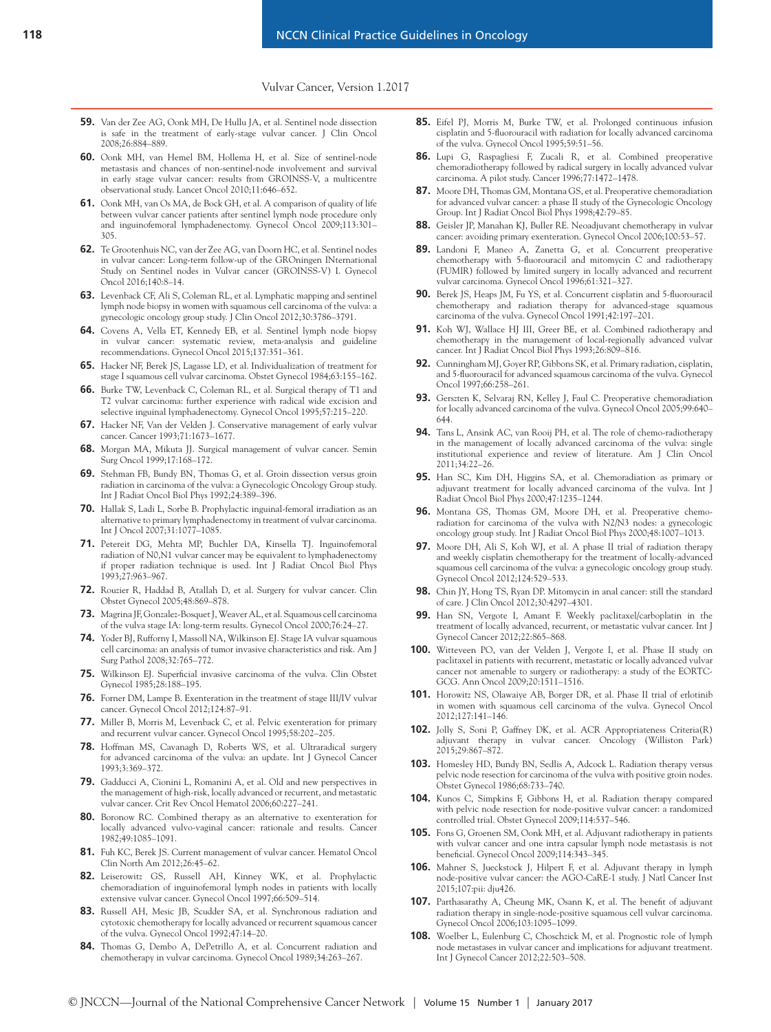59. Van der Zee AG, Oonk MH, De Hullu JA, et al. Sentinel node dissection is safe in the treatment of early-stage vulvar cancer. J Clin Oncol 2008;26:884–889.

60. Oonk MH, van Hemel BM, Hollema H, et al. Size of sentinel-node metastasis and chances of non-sentinel-node involvement and survival in early stage vulvar cancer: results from GROINSS-V, a multicentre observational study. Lancet Oncol 2010;11:646–652.

61. Oonk MH, van Os MA, de Bock GH, et al. A comparison of quality of life between vulvar cancer patients after sentinel lymph node procedure only and inguinofemoral lymphadenectomy. Gynecol Oncol 2009;113:301–305.

62. Te Grootenhuis NC, van der Zee AG, van Doorn HC, et al. Sentinel nodes in vulvar cancer: Long-term follow-up of the GROningen INternational Study on Sentinel nodes in Vulvar cancer (GROINSS-V) I. Gynecol Oncol 2016;140:8–14.

63. Levenback CF, Ali S, Coleman RL, et al. Lymphatic mapping and sentinel lymph node biopsy in women with squamous cell carcinoma of the vulva: a gynecologic oncology group study. J Clin Oncol 2012;30:3786–3791.

64. Covens A, Vella ET, Kennedy EB, et al. Sentinel lymph node biopsy in vulvar cancer: systematic review, meta-analysis and guideline recommendations. Gynecol Oncol 2015;137:351–361.

65. Hacker NF, Berek JS, Lagasse LD, et al. Individualization of treatment for stage I squamous cell vulvar carcinoma. Obstet Gynecol 1984;63:155–162.

66. Burke TW, Levenback C, Coleman RL, et al. Surgical therapy of T1 and T2 vulvar carcinoma: further experience with radical wide excision and selective inguinal lymphadenectomy. Gynecol Oncol 1995;57:215–220.

67. Hacker NF, Van der Velden J. Conservative management of early vulvar cancer. Cancer 1993;71:1673–1677.

68. Morgan MA, Mikuta JJ. Surgical management of vulvar cancer. Semin Surg Oncol 1999;17:168–172.

69. Stehman FB, Bundy BN, Thomas G, et al. Groin dissection versus groin radiation in carcinoma of the vulva: a Gynecologic Oncology Group study. Int J Radiat Oncol Biol Phys 1992;24:389–396.

70. Hallak S, Ladi L, Sorbe B. Prophylactic inguinal-femoral irradiation as an alternative to primary lymphadenectomy in treatment of vulvar carcinoma. Int J Oncol 2007;31:1077–1085.

71. Petereit DG, Mehta MP, Buchler DA, Kinsella TJ. Inguinofemoral radiation of N0,N1 vulvar cancer may be equivalent to lymphadenectomy if proper radiation technique is used. Int J Radiat Oncol Biol Phys 1993;27:963–967.

72. Rouzier R, Haddad B, Atallah D, et al. Surgery for vulvar cancer. Clin Obstet Gynecol 2005;48:869–878.

73. Magrina JF, Gonzalez-Bosquet J, Weaver AL, et al. Squamous cell carcinoma of the vulva stage IA: long-term results. Gynecol Oncol 2000;76:24–27.

74. Yoder BJ, Rufforny I, Massoll NA, Wilkinson EJ. Stage IA vulvar squamous cell carcinoma: an analysis of tumor invasive characteristics and risk. Am J Surg Pathol 2008;32:765–772.

75. Wilkinson EJ. Superficial invasive carcinoma of the vulva. Clin Obstet Gynecol 1985;28:188–195.

76. Forner DM, Lampe B. Exenteration in the treatment of stage III/IV vulvar cancer. Gynecol Oncol 2012;124:87–91.

77. Miller B, Morris M, Levenback C, et al. Pelvic exenteration for primary and recurrent vulvar cancer. Gynecol Oncol 1995;58:202–205.

78. Hoffman MS, Cavanagh D, Roberts WS, et al. Ultraradical surgery for advanced carcinoma of the vulva: an update. Int J Gynecol Cancer 1993;3:369–372.

79. Gadducci A, Cionini L, Romanini A, et al. Old and new perspectives in the management of high-risk, locally advanced or recurrent, and metastatic vulvar cancer. Crit Rev Oncol Hematol 2006;60:227–241.

80. Boronow RC. Combined therapy as an alternative to exenteration for locally advanced vulvo-vaginal cancer: rationale and results. Cancer 1982;49:1085–1091.

81. Fuh KC, Berek JS. Current management of vulvar cancer. Hematol Oncol Clin North Am 2012;26:45–62.

82. Leiserowitz GS, Russell AH, Kinney WK, et al. Prophylactic chemoradiation of inguinofemoral lymph nodes in patients with locally extensive vulvar cancer. Gynecol Oncol 1997;66:509–514.

83. Russell AH, Mesic JB, Scudder SA, et al. Synchronous radiation and cytotoxic chemotherapy for locally advanced or recurrent squamous cancer of the vulva. Gynecol Oncol 1992;47:14–20.

84. Thomas G, Dembo A, DePetrillo A, et al. Concurrent radiation and chemotherapy in vulvar carcinoma. Gynecol Oncol 1989;34:263–267.

85. Eifel PJ, Morris M, Burke TW, et al. Prolonged continuous infusion cisplatin and 5-fluorouracil with radiation for locally advanced carcinoma of the vulva. Gynecol Oncol 1995;59:51–56.

86. Lupi G, Raspagliesi F, Zucali R, et al. Combined preoperative chemoradiotherapy followed by radical surgery in locally advanced vulvar carcinoma. A pilot study. Cancer 1996;77:1472–1478.

87. Moore DH, Thomas GM, Montana GS, et al. Preoperative chemoradiation for advanced vulvar cancer: a phase II study of the Gynecologic Oncology Group. Int J Radiat Oncol Biol Phys 1998;42:79–85.

88. Geisler JP, Manahan KJ, Buller RE. Neoadjuvant chemotherapy in vulvar cancer: avoiding primary exenteration. Gynecol Oncol 2006;100:53–57.

89. Landoni F, Maneo A, Zanetta G, et al. Concurrent preoperative chemotherapy with 5-fluorouracil and mitomycin C and radiotherapy (FUMIR) followed by limited surgery in locally advanced and recurrent vulvar carcinoma. Gynecol Oncol 1996;61:321–327.

90. Berek JS, Heaps JM, Fu YS, et al. Concurrent cisplatin and 5-fluorouracil chemotherapy and radiation therapy for advanced-stage squamous carcinoma of the vulva. Gynecol Oncol 1991;42:197–201.

91. Koh WJ, Wallace HJ III, Greer BE, et al. Combined radiotherapy and chemotherapy in the management of local-regionally advanced vulvar cancer. Int J Radiat Oncol Biol Phys 1993;26:809–816.

92. Cunningham MJ, Goyer RP, Gibbons SK, et al. Primary radiation, cisplatin, and 5-fluorouracil for advanced squamous carcinoma of the vulva. Gynecol Oncol 1997;66:258–261.

93. Gerszten K, Selvaraj RN, Kelley J, Faul C. Preoperative chemoradiation for locally advanced carcinoma of the vulva. Gynecol Oncol 2005;99:640–644.

94. Tans L, Ansink AC, van Rooij PH, et al. The role of chemo-radiotherapy in the management of locally advanced carcinoma of the vulva: single institutional experience and review of literature. Am J Clin Oncol 2011;34:22–26.

95. Han SC, Kim DH, Higgins SA, et al. Chemoradiation as primary or adjuvant treatment for locally advanced carcinoma of the vulva. Int J Radiat Oncol Biol Phys 2000;47:1235–1244.

96. Montana GS, Thomas GM, Moore DH, et al. Preoperative chemo-radiation for carcinoma of the vulva with N2/N3 nodes: a gynecologic oncology group study. Int J Radiat Oncol Biol Phys 2000;48:1007–1013.

97. Moore DH, Ali S, Koh WJ, et al. A phase II trial of radiation therapy and weekly cisplatin chemotherapy for the treatment of locally-advanced squamous cell carcinoma of the vulva: a gynecologic oncology group study. Gynecol Oncol 2012;124:529–533.

98. Chin JY, Hong TS, Ryan DP. Mitomycin in anal cancer: still the standard of care. J Clin Oncol 2012;30:4297–4301.

99. Han SN, Vergote I, Amant F. Weekly paclitaxel/carboplatin in the treatment of locally advanced, recurrent, or metastatic vulvar cancer. Int J Gynecol Cancer 2012;22:865–868.

100. Witteveen PO, van der Velden J, Vergote I, et al. Phase II study on paclitaxel in patients with recurrent, metastatic or locally advanced vulvar cancer not amenable to surgery or radiotherapy: a study of the EORTC-GCG. Ann Oncol 2009;20:1511–1516.

101. Horowitz NS, Olawaiye AB, Borger DR, et al. Phase II trial of erlotinib in women with squamous cell carcinoma of the vulva. Gynecol Oncol 2012;127:141–146.

102. Jolly S, Soni P, Gaffney DK, et al. ACR Appropriateness Criteria(R) adjuvant therapy in vulvar cancer. Oncology (Williston Park) 2015;29:867–872.

103. Homesley HD, Bundy BN, Sedlis A, Adcock L. Radiation therapy versus pelvic node resection for carcinoma of the vulva with positive groin nodes. Obstet Gynecol 1986;68:733–740.

104. Kunos C, Simpkins F, Gibbons H, et al. Radiation therapy compared with pelvic node resection for node-positive vulvar cancer: a randomized controlled trial. Obstet Gynecol 2009;114:537–546.

105. Fons G, Groenen SM, Oonk MH, et al. Adjuvant radiotherapy in patients with vulvar cancer and one intra capsular lymph node metastasis is not beneficial. Gynecol Oncol 2009;114:343–345.

106. Mahner S, Jueckstock J, Hilpert F, et al. Adjuvant therapy in lymph node-positive vulvar cancer: the AGO-CaRE-1 study. J Natl Cancer Inst 2015;107:pii: dju426.

107. Parthasarathy A, Cheung MK, Osann K, et al. The benefit of adjuvant radiation therapy in single-node-positive squamous cell vulvar carcinoma. Gynecol Oncol 2006;103:1095–1099.

108. Woelber L, Eulenburg C, Choschzick M, et al. Prognostic role of lymph node metastases in vulvar cancer and implications for adjuvant treatment. Int J Gynecol Cancer 2012;22:503–508.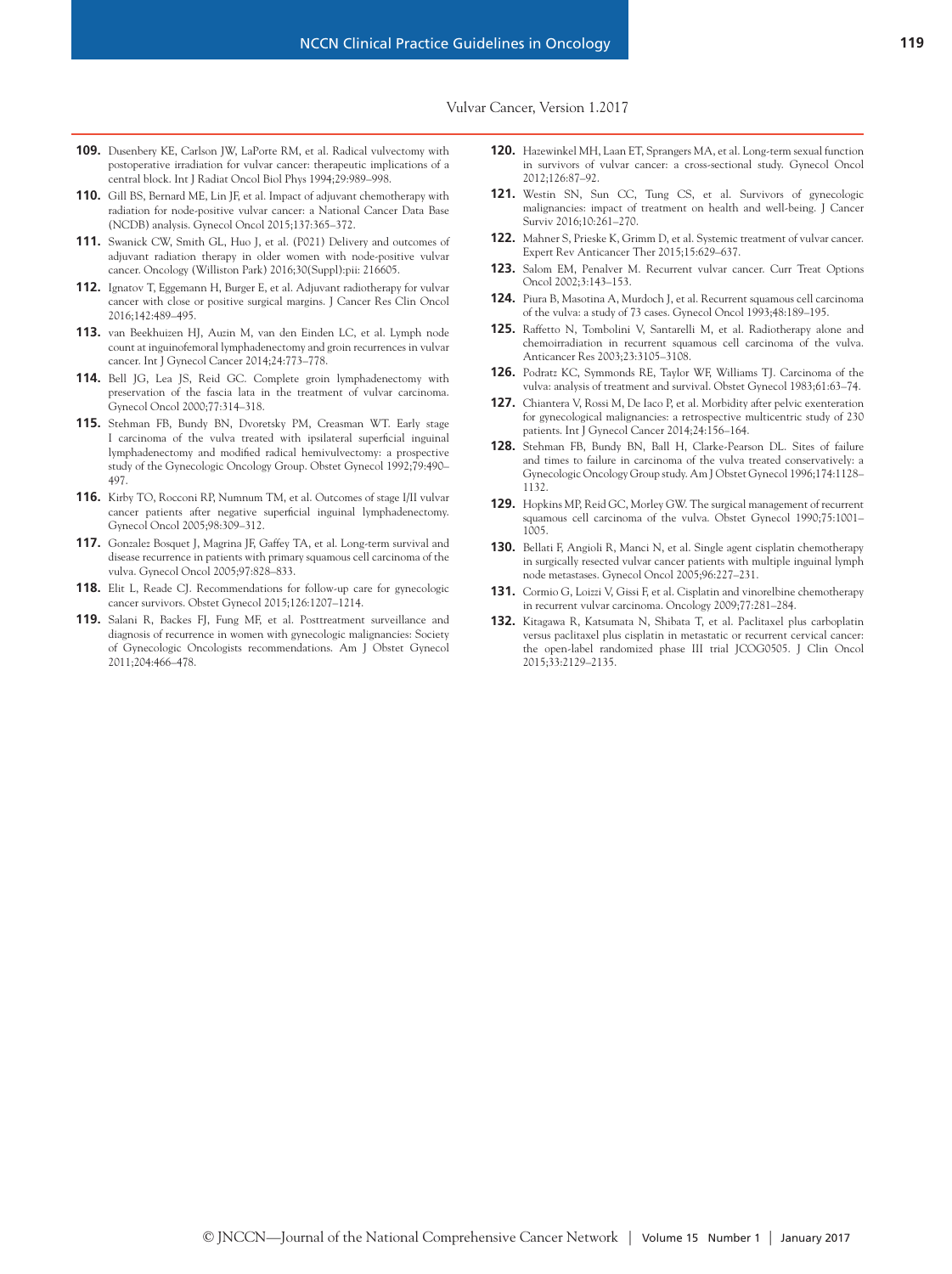109. Dusenbery KE, Carlson JW, LaPorte RM, et al. Radical vulvectomy with postoperative irradiation for vulvar cancer: therapeutic implications of a central block. Int J Radiat Oncol Biol Phys 1994;29:989–998.

110. Gill BS, Bernard ME, Lin JF, et al. Impact of adjuvant chemotherapy with radiation for node-positive vulvar cancer: a National Cancer Data Base (NCDB) analysis. Gynecol Oncol 2015;137:365–372.

111. Swanick CW, Smith GL, Huo J, et al. (P021) Delivery and outcomes of adjuvant radiation therapy in older women with node-positive vulvar cancer. Oncology (Williston Park) 2016;30(Suppl):pii: 216605.

112. Ignatov T, Eggemann H, Burger E, et al. Adjuvant radiotherapy for vulvar cancer with close or positive surgical margins. J Cancer Res Clin Oncol 2016;142:489–495.

113. van Beekhuizen HJ, Auzin M, van den Einden LC, et al. Lymph node count at inguinofemoral lymphadenectomy and groin recurrences in vulvar cancer. Int J Gynecol Cancer 2014;24:773–778.

114. Bell JG, Lea JS, Reid GC. Complete groin lymphadenectomy with preservation of the fascia lata in the treatment of vulvar carcinoma. Gynecol Oncol 2000;77:314–318.

115. Stehman FB, Bundy BN, Dvoretsky PM, Creasman WT. Early stage I carcinoma of the vulva treated with ipsilateral superficial inguinal lymphadenectomy and modified radical hemivulvectomy: a prospective study of the Gynecologic Oncology Group. Obstet Gynecol 1992;79:490–497.

116. Kirby TO, Rocconi RP, Numnum TM, et al. Outcomes of stage I/II vulvar cancer patients after negative superficial inguinal lymphadenectomy. Gynecol Oncol 2005;98:309–312.

117. Gonzalez Bosquet J, Magrina JF, Gaffey TA, et al. Long-term survival and disease recurrence in patients with primary squamous cell carcinoma of the vulva. Gynecol Oncol 2005;97:828–833.

118. Elit L, Reade CJ. Recommendations for follow-up care for gynecologic cancer survivors. Obstet Gynecol 2015;126:1207–1214.

119. Salani R, Backes FJ, Fung MF, et al. Posttreatment surveillance and diagnosis of recurrence in women with gynecologic malignancies: Society of Gynecologic Oncologists recommendations. Am J Obstet Gynecol 2011;204:466–478.

120. Hazewinkel MH, Laan ET, Sprangers MA, et al. Long-term sexual function in survivors of vulvar cancer: a cross-sectional study. Gynecol Oncol 2012;126:87–92.

121. Westin SN, Sun CC, Tung CS, et al. Survivors of gynecologic malignancies: impact of treatment on health and well-being. J Cancer Surviv 2016;10:261–270.

122. Mahner S, Prieske K, Grimm D, et al. Systemic treatment of vulvar cancer. Expert Rev Anticancer Ther 2015;15:629–637.

123. Salom EM, Penalver M. Recurrent vulvar cancer. Curr Treat Options Oncol 2002;3:143–153.

124. Piura B, Masotina A, Murdoch J, et al. Recurrent squamous cell carcinoma of the vulva: a study of 73 cases. Gynecol Oncol 1993;48:189–195.

125. Raffetto N, Tombolini V, Santarelli M, et al. Radiotherapy alone and chemoirradiation in recurrent squamous cell carcinoma of the vulva. Anticancer Res 2003;23:3105–3108.

126. Podratz KC, Symmonds RE, Taylor WF, Williams TJ. Carcinoma of the vulva: analysis of treatment and survival. Obstet Gynecol 1983;61:63–74.

127. Chiantera V, Rossi M, De Iaco P, et al. Morbidity after pelvic exenteration for gynecological malignancies: a retrospective multicentric study of 230 patients. Int J Gynecol Cancer 2014;24:156–164.

128. Stehman FB, Bundy BN, Ball H, Clarke-Pearson DL. Sites of failure and times to failure in carcinoma of the vulva treated conservatively: a Gynecologic Oncology Group study. Am J Obstet Gynecol 1996;174:1128–1132.

129. Hopkins MP, Reid GC, Morley GW. The surgical management of recurrent squamous cell carcinoma of the vulva. Obstet Gynecol 1990;75:1001–1005.

130. Bellati F, Angioli R, Manci N, et al. Single agent cisplatin chemotherapy in surgically resected vulvar cancer patients with multiple inguinal lymph node metastases. Gynecol Oncol 2005;96:227–231.

131. Cormio G, Loizzi V, Gissi F, et al. Cisplatin and vinorelbine chemotherapy in recurrent vulvar carcinoma. Oncology 2009;77:281–284.

132. Kitagawa R, Katsumata N, Shibata T, et al. Paclitaxel plus carboplatin versus paclitaxel plus cisplatin in metastatic or recurrent cervical cancer: the open-label randomized phase III trial JCOG0505. J Clin Oncol 2015;33:2129–2135.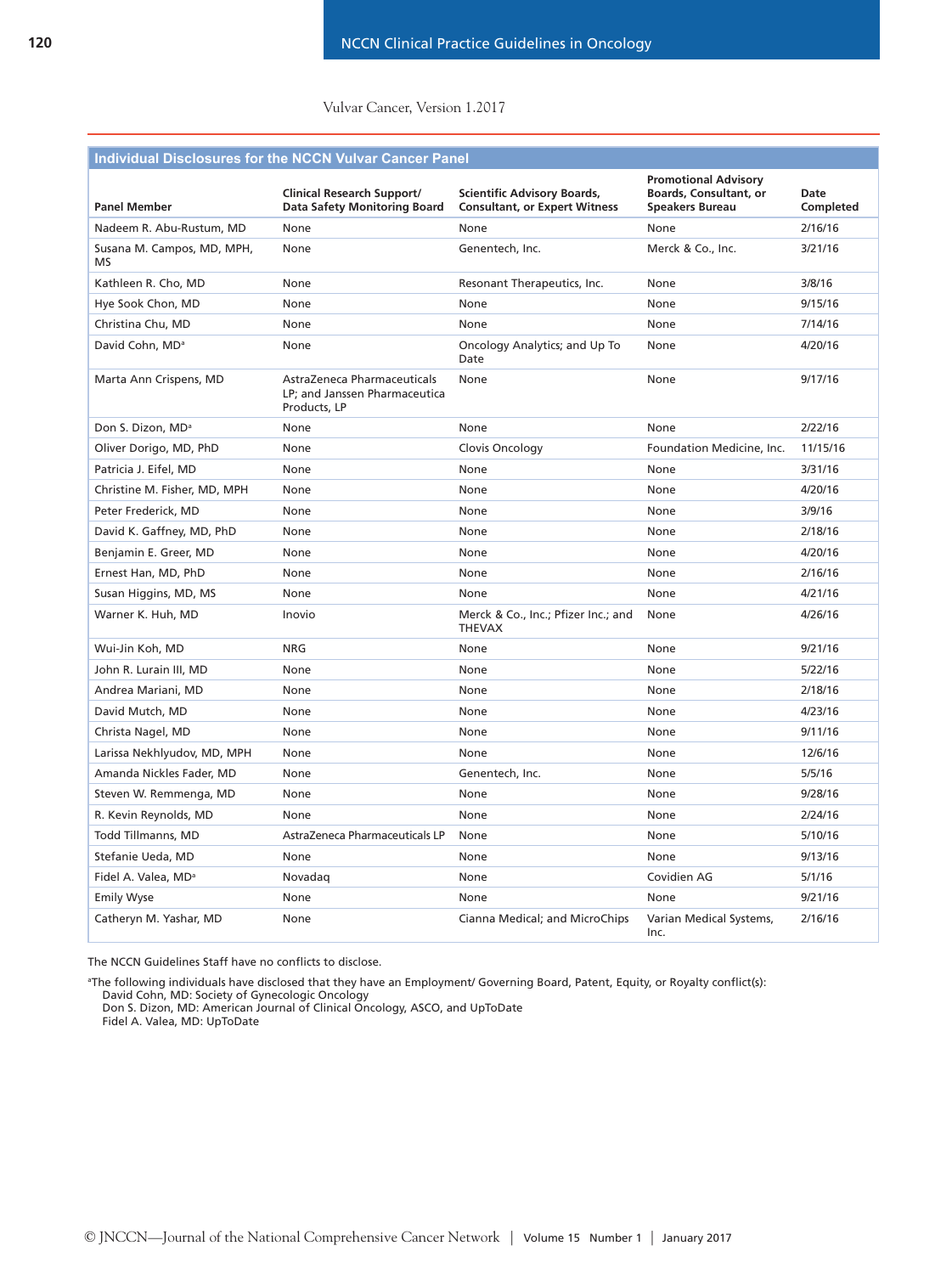Vulvar Cancer, Version 1.2017

## Individual Disclosures for the NCCN Vulvar Cancer Panel

| Panel Member | Clinical Research Support/ Data Safety Monitoring Board | Scientific Advisory Boards, Consultant, or Expert Witness | Promotional Advisory Boards, Consultant, or Speakers Bureau | Date Completed |
|---|---|---|---|---|
| Nadeem R. Abu-Rustum, MD | None | None | None | 2/16/16 |
| Susana M. Campos, MD, MPH, MS | None | Genentech, Inc. | Merck & Co., Inc. | 3/21/16 |
| Kathleen R. Cho, MD | None | Resonant Therapeutics, Inc. | None | 3/8/16 |
| Hye Sook Chon, MD | None | None | None | 9/15/16 |
| Christina Chu, MD | None | None | None | 7/14/16 |
| David Cohn, MD[a] | None | Oncology Analytics; and Up To Date | None | 4/20/16 |
| Marta Ann Crispens, MD | AstraZeneca Pharmaceuticals LP; and Janssen Pharmaceutica Products, LP | None | None | 9/17/16 |
| Don S. Dizon, MD[a] | None | None | None | 2/22/16 |
| Oliver Dorigo, MD, PhD | None | Clovis Oncology | Foundation Medicine, Inc. | 11/15/16 |
| Patricia J. Eifel, MD | None | None | None | 3/31/16 |
| Christine M. Fisher, MD, MPH | None | None | None | 4/20/16 |
| Peter Frederick, MD | None | None | None | 3/9/16 |
| David K. Gaffney, MD, PhD | None | None | None | 2/18/16 |
| Benjamin E. Greer, MD | None | None | None | 4/20/16 |
| Ernest Han, MD, PhD | None | None | None | 2/16/16 |
| Susan Higgins, MD, MS | None | None | None | 4/21/16 |
| Warner K. Huh, MD | Inovio | Merck & Co., Inc.; Pfizer Inc.; and THEVAX | None | 4/26/16 |
| Wui-Jin Koh, MD | NRG | None | None | 9/21/16 |
| John R. Lurain III, MD | None | None | None | 5/22/16 |
| Andrea Mariani, MD | None | None | None | 2/18/16 |
| David Mutch, MD | None | None | None | 4/23/16 |
| Christa Nagel, MD | None | None | None | 9/11/16 |
| Larissa Nekhlyudov, MD, MPH | None | None | None | 12/6/16 |
| Amanda Nickles Fader, MD | None | Genentech, Inc. | None | 5/5/16 |
| Steven W. Remmenga, MD | None | None | None | 9/28/16 |
| R. Kevin Reynolds, MD | None | None | None | 2/24/16 |
| Todd Tillmanns, MD | AstraZeneca Pharmaceuticals LP | None | None | 5/10/16 |
| Stefanie Ueda, MD | None | None | None | 9/13/16 |
| Fidel A. Valea, MD[a] | Novadaq | None | Covidien AG | 5/1/16 |
| Emily Wyse | None | None | None | 9/21/16 |
| Catheryn M. Yashar, MD | None | Cianna Medical; and MicroChips | Varian Medical Systems, Inc. | 2/16/16 |

The NCCN Guidelines Staff have no conflicts to disclose.

[a]The following individuals have disclosed that they have an Employment/ Governing Board, Patent, Equity, or Royalty conflict(s):
David Cohn, MD: Society of Gynecologic Oncology
Don S. Dizon, MD: American Journal of Clinical Oncology, ASCO, and UpToDate
Fidel A. Valea, MD: UpToDate